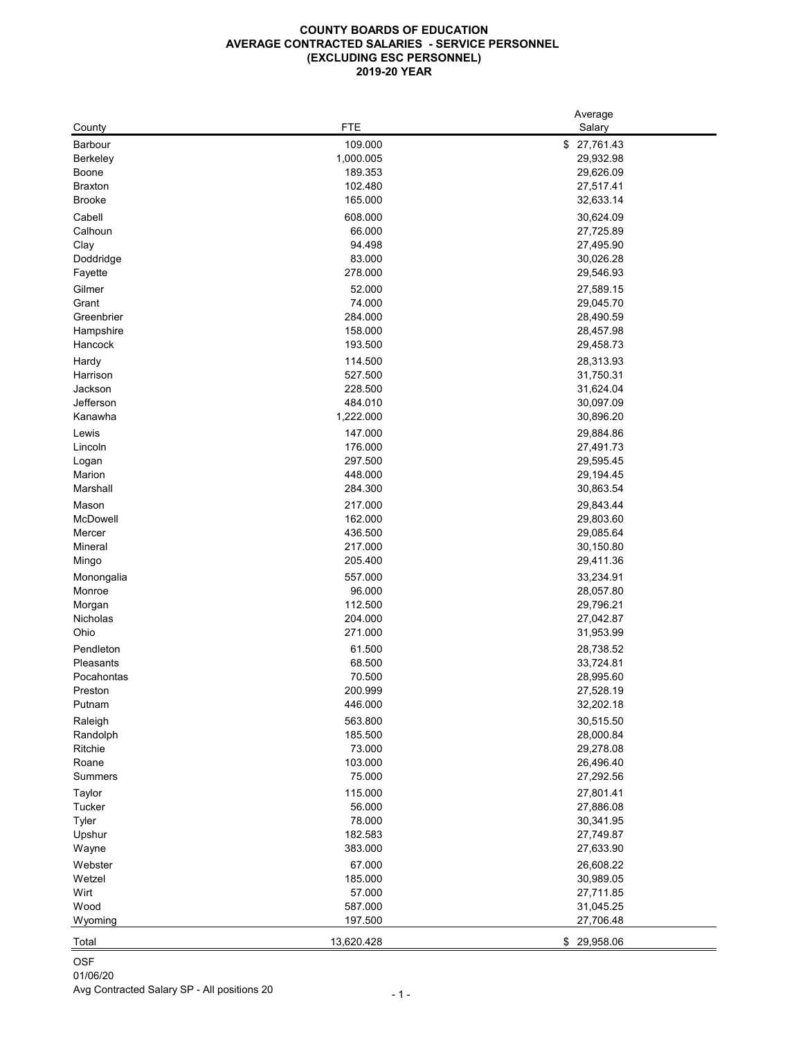# COUNTY BOARDS OF EDUCATION
## AVERAGE CONTRACTED SALARIES - SERVICE PERSONNEL
## (EXCLUDING ESC PERSONNEL)
## 2019-20 YEAR

| County | FTE | Average Salary |
|---|---|---|
| Barbour | 109.000 | $ 27,761.43 |
| Berkeley | 1,000.005 | 29,932.98 |
| Boone | 189.353 | 29,626.09 |
| Braxton | 102.480 | 27,517.41 |
| Brooke | 165.000 | 32,633.14 |
| Cabell | 608.000 | 30,624.09 |
| Calhoun | 66.000 | 27,725.89 |
| Clay | 94.498 | 27,495.90 |
| Doddridge | 83.000 | 30,026.28 |
| Fayette | 278.000 | 29,546.93 |
| Gilmer | 52.000 | 27,589.15 |
| Grant | 74.000 | 29,045.70 |
| Greenbrier | 284.000 | 28,490.59 |
| Hampshire | 158.000 | 28,457.98 |
| Hancock | 193.500 | 29,458.73 |
| Hardy | 114.500 | 28,313.93 |
| Harrison | 527.500 | 31,750.31 |
| Jackson | 228.500 | 31,624.04 |
| Jefferson | 484.010 | 30,097.09 |
| Kanawha | 1,222.000 | 30,896.20 |
| Lewis | 147.000 | 29,884.86 |
| Lincoln | 176.000 | 27,491.73 |
| Logan | 297.500 | 29,595.45 |
| Marion | 448.000 | 29,194.45 |
| Marshall | 284.300 | 30,863.54 |
| Mason | 217.000 | 29,843.44 |
| McDowell | 162.000 | 29,803.60 |
| Mercer | 436.500 | 29,085.64 |
| Mineral | 217.000 | 30,150.80 |
| Mingo | 205.400 | 29,411.36 |
| Monongalia | 557.000 | 33,234.91 |
| Monroe | 96.000 | 28,057.80 |
| Morgan | 112.500 | 29,796.21 |
| Nicholas | 204.000 | 27,042.87 |
| Ohio | 271.000 | 31,953.99 |
| Pendleton | 61.500 | 28,738.52 |
| Pleasants | 68.500 | 33,724.81 |
| Pocahontas | 70.500 | 28,995.60 |
| Preston | 200.999 | 27,528.19 |
| Putnam | 446.000 | 32,202.18 |
| Raleigh | 563.800 | 30,515.50 |
| Randolph | 185.500 | 28,000.84 |
| Ritchie | 73.000 | 29,278.08 |
| Roane | 103.000 | 26,496.40 |
| Summers | 75.000 | 27,292.56 |
| Taylor | 115.000 | 27,801.41 |
| Tucker | 56.000 | 27,886.08 |
| Tyler | 78.000 | 30,341.95 |
| Upshur | 182.583 | 27,749.87 |
| Wayne | 383.000 | 27,633.90 |
| Webster | 67.000 | 26,608.22 |
| Wetzel | 185.000 | 30,989.05 |
| Wirt | 57.000 | 27,711.85 |
| Wood | 587.000 | 31,045.25 |
| Wyoming | 197.500 | 27,706.48 |
| Total | 13,620.428 | $ 29,958.06 |

OSF
01/06/20
Avg Contracted Salary SP - All positions 20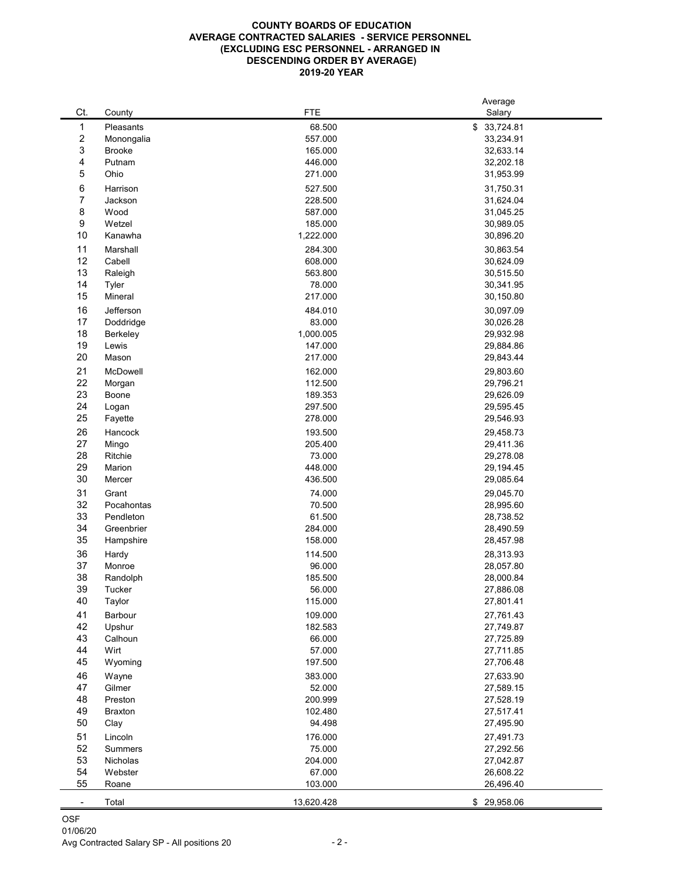**COUNTY BOARDS OF EDUCATION**
**AVERAGE CONTRACTED SALARIES - SERVICE PERSONNEL**
**(EXCLUDING ESC PERSONNEL - ARRANGED IN DESCENDING ORDER BY AVERAGE)**
**2019-20 YEAR**

| Ct. | County | FTE | Average Salary |
|---|---|---|---|
| 1 | Pleasants | 68.500 | $ 33,724.81 |
| 2 | Monongalia | 557.000 | 33,234.91 |
| 3 | Brooke | 165.000 | 32,633.14 |
| 4 | Putnam | 446.000 | 32,202.18 |
| 5 | Ohio | 271.000 | 31,953.99 |
| 6 | Harrison | 527.500 | 31,750.31 |
| 7 | Jackson | 228.500 | 31,624.04 |
| 8 | Wood | 587.000 | 31,045.25 |
| 9 | Wetzel | 185.000 | 30,989.05 |
| 10 | Kanawha | 1,222.000 | 30,896.20 |
| 11 | Marshall | 284.300 | 30,863.54 |
| 12 | Cabell | 608.000 | 30,624.09 |
| 13 | Raleigh | 563.800 | 30,515.50 |
| 14 | Tyler | 78.000 | 30,341.95 |
| 15 | Mineral | 217.000 | 30,150.80 |
| 16 | Jefferson | 484.010 | 30,097.09 |
| 17 | Doddridge | 83.000 | 30,026.28 |
| 18 | Berkeley | 1,000.005 | 29,932.98 |
| 19 | Lewis | 147.000 | 29,884.86 |
| 20 | Mason | 217.000 | 29,843.44 |
| 21 | McDowell | 162.000 | 29,803.60 |
| 22 | Morgan | 112.500 | 29,796.21 |
| 23 | Boone | 189.353 | 29,626.09 |
| 24 | Logan | 297.500 | 29,595.45 |
| 25 | Fayette | 278.000 | 29,546.93 |
| 26 | Hancock | 193.500 | 29,458.73 |
| 27 | Mingo | 205.400 | 29,411.36 |
| 28 | Ritchie | 73.000 | 29,278.08 |
| 29 | Marion | 448.000 | 29,194.45 |
| 30 | Mercer | 436.500 | 29,085.64 |
| 31 | Grant | 74.000 | 29,045.70 |
| 32 | Pocahontas | 70.500 | 28,995.60 |
| 33 | Pendleton | 61.500 | 28,738.52 |
| 34 | Greenbrier | 284.000 | 28,490.59 |
| 35 | Hampshire | 158.000 | 28,457.98 |
| 36 | Hardy | 114.500 | 28,313.93 |
| 37 | Monroe | 96.000 | 28,057.80 |
| 38 | Randolph | 185.500 | 28,000.84 |
| 39 | Tucker | 56.000 | 27,886.08 |
| 40 | Taylor | 115.000 | 27,801.41 |
| 41 | Barbour | 109.000 | 27,761.43 |
| 42 | Upshur | 182.583 | 27,749.87 |
| 43 | Calhoun | 66.000 | 27,725.89 |
| 44 | Wirt | 57.000 | 27,711.85 |
| 45 | Wyoming | 197.500 | 27,706.48 |
| 46 | Wayne | 383.000 | 27,633.90 |
| 47 | Gilmer | 52.000 | 27,589.15 |
| 48 | Preston | 200.999 | 27,528.19 |
| 49 | Braxton | 102.480 | 27,517.41 |
| 50 | Clay | 94.498 | 27,495.90 |
| 51 | Lincoln | 176.000 | 27,491.73 |
| 52 | Summers | 75.000 | 27,292.56 |
| 53 | Nicholas | 204.000 | 27,042.87 |
| 54 | Webster | 67.000 | 26,608.22 |
| 55 | Roane | 103.000 | 26,496.40 |
| - | Total | 13,620.428 | $ 29,958.06 |

OSF
01/06/20
Avg Contracted Salary SP - All positions 20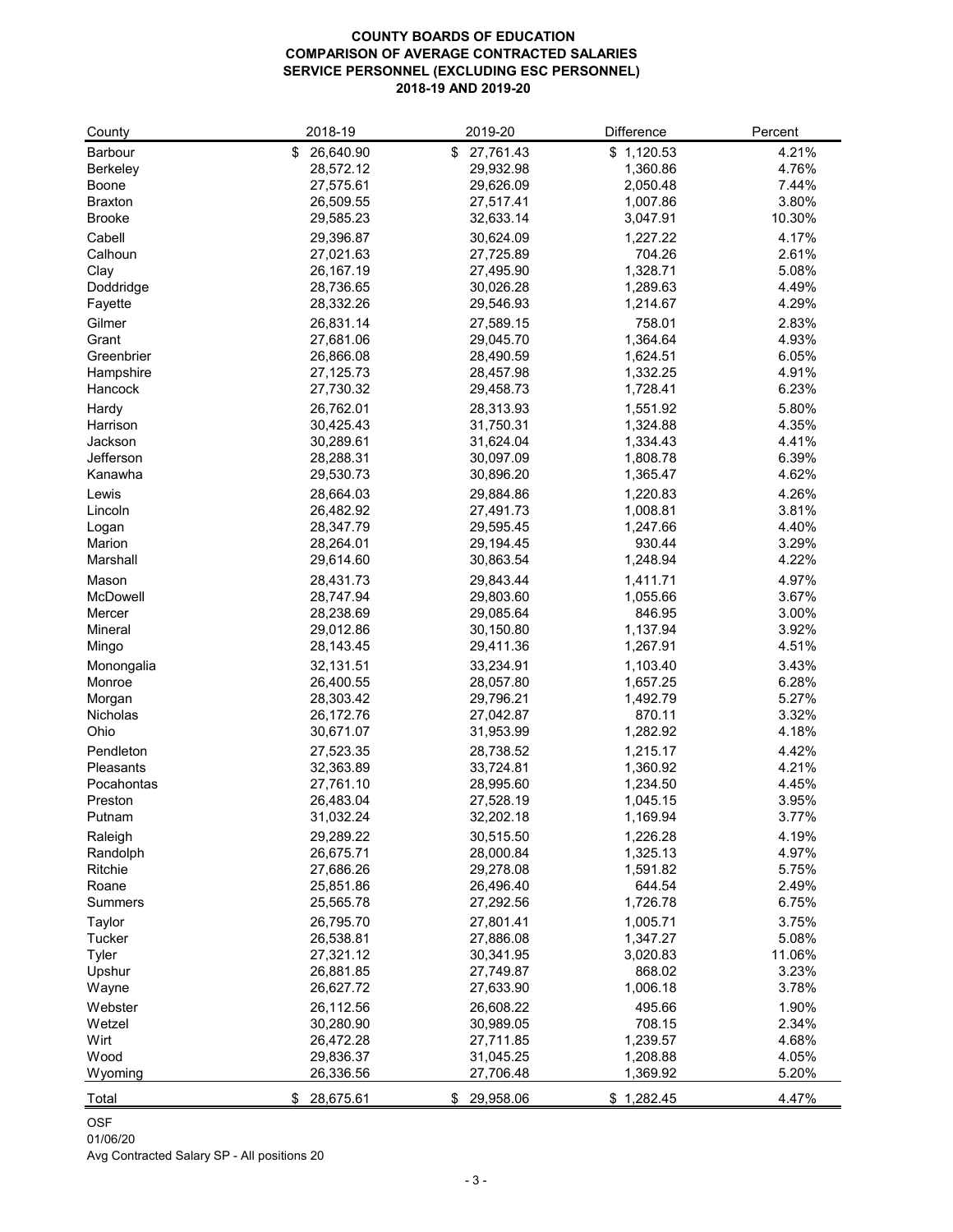**COUNTY BOARDS OF EDUCATION**
**COMPARISON OF AVERAGE CONTRACTED SALARIES**
**SERVICE PERSONNEL (EXCLUDING ESC PERSONNEL)**
**2018-19 AND 2019-20**

| County | 2018-19 | 2019-20 | Difference | Percent |
|---|---|---|---|---|
| Barbour | $ 26,640.90 | $ 27,761.43 | $ 1,120.53 | 4.21% |
| Berkeley | 28,572.12 | 29,932.98 | 1,360.86 | 4.76% |
| Boone | 27,575.61 | 29,626.09 | 2,050.48 | 7.44% |
| Braxton | 26,509.55 | 27,517.41 | 1,007.86 | 3.80% |
| Brooke | 29,585.23 | 32,633.14 | 3,047.91 | 10.30% |
| Cabell | 29,396.87 | 30,624.09 | 1,227.22 | 4.17% |
| Calhoun | 27,021.63 | 27,725.89 | 704.26 | 2.61% |
| Clay | 26,167.19 | 27,495.90 | 1,328.71 | 5.08% |
| Doddridge | 28,736.65 | 30,026.28 | 1,289.63 | 4.49% |
| Fayette | 28,332.26 | 29,546.93 | 1,214.67 | 4.29% |
| Gilmer | 26,831.14 | 27,589.15 | 758.01 | 2.83% |
| Grant | 27,681.06 | 29,045.70 | 1,364.64 | 4.93% |
| Greenbrier | 26,866.08 | 28,490.59 | 1,624.51 | 6.05% |
| Hampshire | 27,125.73 | 28,457.98 | 1,332.25 | 4.91% |
| Hancock | 27,730.32 | 29,458.73 | 1,728.41 | 6.23% |
| Hardy | 26,762.01 | 28,313.93 | 1,551.92 | 5.80% |
| Harrison | 30,425.43 | 31,750.31 | 1,324.88 | 4.35% |
| Jackson | 30,289.61 | 31,624.04 | 1,334.43 | 4.41% |
| Jefferson | 28,288.31 | 30,097.09 | 1,808.78 | 6.39% |
| Kanawha | 29,530.73 | 30,896.20 | 1,365.47 | 4.62% |
| Lewis | 28,664.03 | 29,884.86 | 1,220.83 | 4.26% |
| Lincoln | 26,482.92 | 27,491.73 | 1,008.81 | 3.81% |
| Logan | 28,347.79 | 29,595.45 | 1,247.66 | 4.40% |
| Marion | 28,264.01 | 29,194.45 | 930.44 | 3.29% |
| Marshall | 29,614.60 | 30,863.54 | 1,248.94 | 4.22% |
| Mason | 28,431.73 | 29,843.44 | 1,411.71 | 4.97% |
| McDowell | 28,747.94 | 29,803.60 | 1,055.66 | 3.67% |
| Mercer | 28,238.69 | 29,085.64 | 846.95 | 3.00% |
| Mineral | 29,012.86 | 30,150.80 | 1,137.94 | 3.92% |
| Mingo | 28,143.45 | 29,411.36 | 1,267.91 | 4.51% |
| Monongalia | 32,131.51 | 33,234.91 | 1,103.40 | 3.43% |
| Monroe | 26,400.55 | 28,057.80 | 1,657.25 | 6.28% |
| Morgan | 28,303.42 | 29,796.21 | 1,492.79 | 5.27% |
| Nicholas | 26,172.76 | 27,042.87 | 870.11 | 3.32% |
| Ohio | 30,671.07 | 31,953.99 | 1,282.92 | 4.18% |
| Pendleton | 27,523.35 | 28,738.52 | 1,215.17 | 4.42% |
| Pleasants | 32,363.89 | 33,724.81 | 1,360.92 | 4.21% |
| Pocahontas | 27,761.10 | 28,995.60 | 1,234.50 | 4.45% |
| Preston | 26,483.04 | 27,528.19 | 1,045.15 | 3.95% |
| Putnam | 31,032.24 | 32,202.18 | 1,169.94 | 3.77% |
| Raleigh | 29,289.22 | 30,515.50 | 1,226.28 | 4.19% |
| Randolph | 26,675.71 | 28,000.84 | 1,325.13 | 4.97% |
| Ritchie | 27,686.26 | 29,278.08 | 1,591.82 | 5.75% |
| Roane | 25,851.86 | 26,496.40 | 644.54 | 2.49% |
| Summers | 25,565.78 | 27,292.56 | 1,726.78 | 6.75% |
| Taylor | 26,795.70 | 27,801.41 | 1,005.71 | 3.75% |
| Tucker | 26,538.81 | 27,886.08 | 1,347.27 | 5.08% |
| Tyler | 27,321.12 | 30,341.95 | 3,020.83 | 11.06% |
| Upshur | 26,881.85 | 27,749.87 | 868.02 | 3.23% |
| Wayne | 26,627.72 | 27,633.90 | 1,006.18 | 3.78% |
| Webster | 26,112.56 | 26,608.22 | 495.66 | 1.90% |
| Wetzel | 30,280.90 | 30,989.05 | 708.15 | 2.34% |
| Wirt | 26,472.28 | 27,711.85 | 1,239.57 | 4.68% |
| Wood | 29,836.37 | 31,045.25 | 1,208.88 | 4.05% |
| Wyoming | 26,336.56 | 27,706.48 | 1,369.92 | 5.20% |
| Total | $ 28,675.61 | $ 29,958.06 | $ 1,282.45 | 4.47% |

OSF
01/06/20
Avg Contracted Salary SP - All positions 20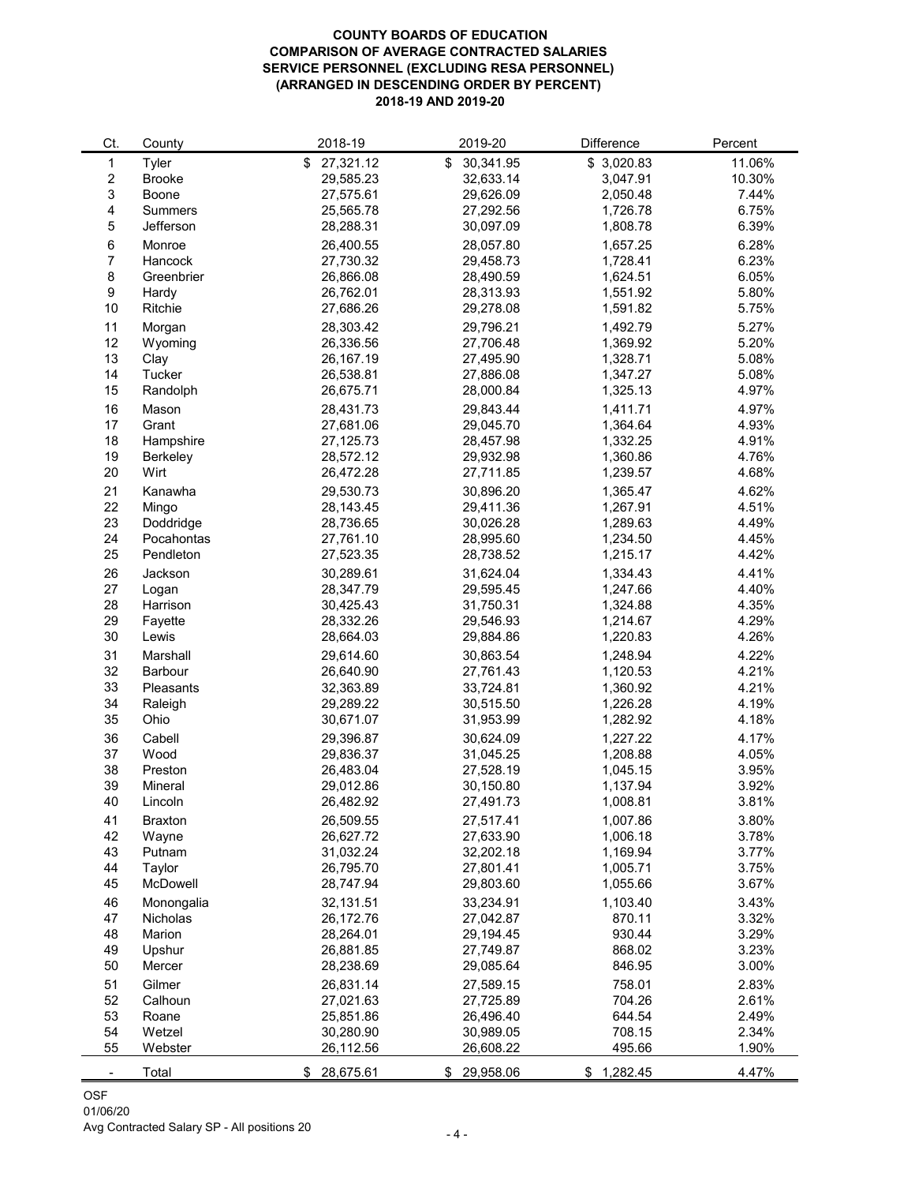**COUNTY BOARDS OF EDUCATION**
**COMPARISON OF AVERAGE CONTRACTED SALARIES**
**SERVICE PERSONNEL (EXCLUDING RESA PERSONNEL)**
**(ARRANGED IN DESCENDING ORDER BY PERCENT)**
**2018-19 AND 2019-20**

| Ct. | County | 2018-19 | 2019-20 | Difference | Percent |
|---|---|---|---|---|---|
| 1 | Tyler | $ 27,321.12 | $ 30,341.95 | $ 3,020.83 | 11.06% |
| 2 | Brooke | 29,585.23 | 32,633.14 | 3,047.91 | 10.30% |
| 3 | Boone | 27,575.61 | 29,626.09 | 2,050.48 | 7.44% |
| 4 | Summers | 25,565.78 | 27,292.56 | 1,726.78 | 6.75% |
| 5 | Jefferson | 28,288.31 | 30,097.09 | 1,808.78 | 6.39% |
| 6 | Monroe | 26,400.55 | 28,057.80 | 1,657.25 | 6.28% |
| 7 | Hancock | 27,730.32 | 29,458.73 | 1,728.41 | 6.23% |
| 8 | Greenbrier | 26,866.08 | 28,490.59 | 1,624.51 | 6.05% |
| 9 | Hardy | 26,762.01 | 28,313.93 | 1,551.92 | 5.80% |
| 10 | Ritchie | 27,686.26 | 29,278.08 | 1,591.82 | 5.75% |
| 11 | Morgan | 28,303.42 | 29,796.21 | 1,492.79 | 5.27% |
| 12 | Wyoming | 26,336.56 | 27,706.48 | 1,369.92 | 5.20% |
| 13 | Clay | 26,167.19 | 27,495.90 | 1,328.71 | 5.08% |
| 14 | Tucker | 26,538.81 | 27,886.08 | 1,347.27 | 5.08% |
| 15 | Randolph | 26,675.71 | 28,000.84 | 1,325.13 | 4.97% |
| 16 | Mason | 28,431.73 | 29,843.44 | 1,411.71 | 4.97% |
| 17 | Grant | 27,681.06 | 29,045.70 | 1,364.64 | 4.93% |
| 18 | Hampshire | 27,125.73 | 28,457.98 | 1,332.25 | 4.91% |
| 19 | Berkeley | 28,572.12 | 29,932.98 | 1,360.86 | 4.76% |
| 20 | Wirt | 26,472.28 | 27,711.85 | 1,239.57 | 4.68% |
| 21 | Kanawha | 29,530.73 | 30,896.20 | 1,365.47 | 4.62% |
| 22 | Mingo | 28,143.45 | 29,411.36 | 1,267.91 | 4.51% |
| 23 | Doddridge | 28,736.65 | 30,026.28 | 1,289.63 | 4.49% |
| 24 | Pocahontas | 27,761.10 | 28,995.60 | 1,234.50 | 4.45% |
| 25 | Pendleton | 27,523.35 | 28,738.52 | 1,215.17 | 4.42% |
| 26 | Jackson | 30,289.61 | 31,624.04 | 1,334.43 | 4.41% |
| 27 | Logan | 28,347.79 | 29,595.45 | 1,247.66 | 4.40% |
| 28 | Harrison | 30,425.43 | 31,750.31 | 1,324.88 | 4.35% |
| 29 | Fayette | 28,332.26 | 29,546.93 | 1,214.67 | 4.29% |
| 30 | Lewis | 28,664.03 | 29,884.86 | 1,220.83 | 4.26% |
| 31 | Marshall | 29,614.60 | 30,863.54 | 1,248.94 | 4.22% |
| 32 | Barbour | 26,640.90 | 27,761.43 | 1,120.53 | 4.21% |
| 33 | Pleasants | 32,363.89 | 33,724.81 | 1,360.92 | 4.21% |
| 34 | Raleigh | 29,289.22 | 30,515.50 | 1,226.28 | 4.19% |
| 35 | Ohio | 30,671.07 | 31,953.99 | 1,282.92 | 4.18% |
| 36 | Cabell | 29,396.87 | 30,624.09 | 1,227.22 | 4.17% |
| 37 | Wood | 29,836.37 | 31,045.25 | 1,208.88 | 4.05% |
| 38 | Preston | 26,483.04 | 27,528.19 | 1,045.15 | 3.95% |
| 39 | Mineral | 29,012.86 | 30,150.80 | 1,137.94 | 3.92% |
| 40 | Lincoln | 26,482.92 | 27,491.73 | 1,008.81 | 3.81% |
| 41 | Braxton | 26,509.55 | 27,517.41 | 1,007.86 | 3.80% |
| 42 | Wayne | 26,627.72 | 27,633.90 | 1,006.18 | 3.78% |
| 43 | Putnam | 31,032.24 | 32,202.18 | 1,169.94 | 3.77% |
| 44 | Taylor | 26,795.70 | 27,801.41 | 1,005.71 | 3.75% |
| 45 | McDowell | 28,747.94 | 29,803.60 | 1,055.66 | 3.67% |
| 46 | Monongalia | 32,131.51 | 33,234.91 | 1,103.40 | 3.43% |
| 47 | Nicholas | 26,172.76 | 27,042.87 | 870.11 | 3.32% |
| 48 | Marion | 28,264.01 | 29,194.45 | 930.44 | 3.29% |
| 49 | Upshur | 26,881.85 | 27,749.87 | 868.02 | 3.23% |
| 50 | Mercer | 28,238.69 | 29,085.64 | 846.95 | 3.00% |
| 51 | Gilmer | 26,831.14 | 27,589.15 | 758.01 | 2.83% |
| 52 | Calhoun | 27,021.63 | 27,725.89 | 704.26 | 2.61% |
| 53 | Roane | 25,851.86 | 26,496.40 | 644.54 | 2.49% |
| 54 | Wetzel | 30,280.90 | 30,989.05 | 708.15 | 2.34% |
| 55 | Webster | 26,112.56 | 26,608.22 | 495.66 | 1.90% |
| - | Total | $ 28,675.61 | $ 29,958.06 | $ 1,282.45 | 4.47% |

OSF
01/06/20
Avg Contracted Salary SP - All positions 20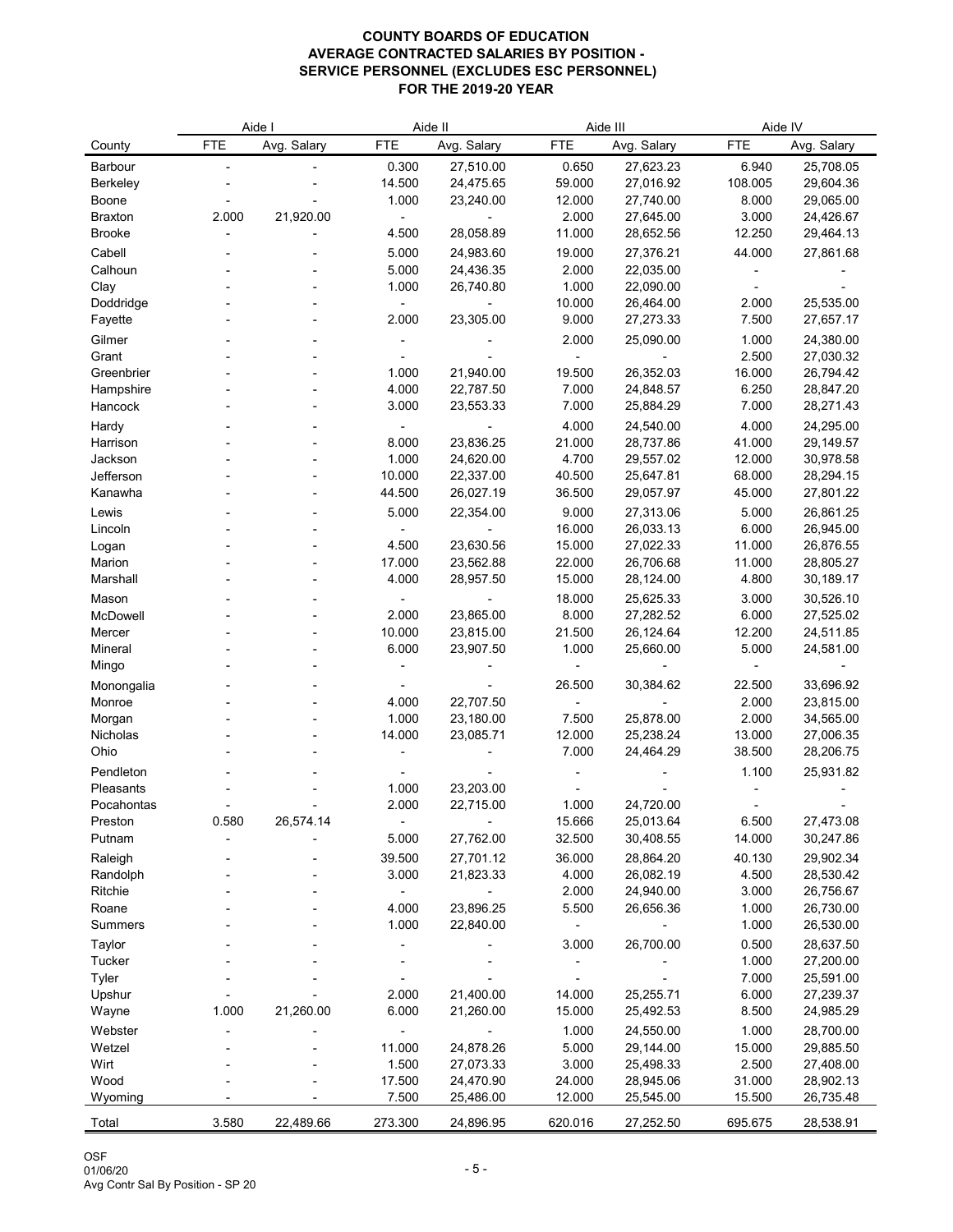## COUNTY BOARDS OF EDUCATION
## AVERAGE CONTRACTED SALARIES BY POSITION - SERVICE PERSONNEL (EXCLUDES ESC PERSONNEL)
## FOR THE 2019-20 YEAR

| | Aide I | | Aide II | | Aide III | | Aide IV | |
|---|---|---|---|---|---|---|---|---|
| County | FTE | Avg. Salary | FTE | Avg. Salary | FTE | Avg. Salary | FTE | Avg. Salary |
| Barbour | - | - | 0.300 | 27,510.00 | 0.650 | 27,623.23 | 6.940 | 25,708.05 |
| Berkeley | - | - | 14.500 | 24,475.65 | 59.000 | 27,016.92 | 108.005 | 29,604.36 |
| Boone | - | - | 1.000 | 23,240.00 | 12.000 | 27,740.00 | 8.000 | 29,065.00 |
| Braxton | 2.000 | 21,920.00 | - | - | 2.000 | 27,645.00 | 3.000 | 24,426.67 |
| Brooke | - | - | 4.500 | 28,058.89 | 11.000 | 28,652.56 | 12.250 | 29,464.13 |
| Cabell | - | - | 5.000 | 24,983.60 | 19.000 | 27,376.21 | 44.000 | 27,861.68 |
| Calhoun | - | - | 5.000 | 24,436.35 | 2.000 | 22,035.00 | - | - |
| Clay | - | - | 1.000 | 26,740.80 | 1.000 | 22,090.00 | - | - |
| Doddridge | - | - | - | - | 10.000 | 26,464.00 | 2.000 | 25,535.00 |
| Fayette | - | - | 2.000 | 23,305.00 | 9.000 | 27,273.33 | 7.500 | 27,657.17 |
| Gilmer | - | - | - | - | 2.000 | 25,090.00 | 1.000 | 24,380.00 |
| Grant | - | - | - | - | - | - | 2.500 | 27,030.32 |
| Greenbrier | - | - | 1.000 | 21,940.00 | 19.500 | 26,352.03 | 16.000 | 26,794.42 |
| Hampshire | - | - | 4.000 | 22,787.50 | 7.000 | 24,848.57 | 6.250 | 28,847.20 |
| Hancock | - | - | 3.000 | 23,553.33 | 7.000 | 25,884.29 | 7.000 | 28,271.43 |
| Hardy | - | - | - | - | 4.000 | 24,540.00 | 4.000 | 24,295.00 |
| Harrison | - | - | 8.000 | 23,836.25 | 21.000 | 28,737.86 | 41.000 | 29,149.57 |
| Jackson | - | - | 1.000 | 24,620.00 | 4.700 | 29,557.02 | 12.000 | 30,978.58 |
| Jefferson | - | - | 10.000 | 22,337.00 | 40.500 | 25,647.81 | 68.000 | 28,294.15 |
| Kanawha | - | - | 44.500 | 26,027.19 | 36.500 | 29,057.97 | 45.000 | 27,801.22 |
| Lewis | - | - | 5.000 | 22,354.00 | 9.000 | 27,313.06 | 5.000 | 26,861.25 |
| Lincoln | - | - | - | - | 16.000 | 26,033.13 | 6.000 | 26,945.00 |
| Logan | - | - | 4.500 | 23,630.56 | 15.000 | 27,022.33 | 11.000 | 26,876.55 |
| Marion | - | - | 17.000 | 23,562.88 | 22.000 | 26,706.68 | 11.000 | 28,805.27 |
| Marshall | - | - | 4.000 | 28,957.50 | 15.000 | 28,124.00 | 4.800 | 30,189.17 |
| Mason | - | - | - | - | 18.000 | 25,625.33 | 3.000 | 30,526.10 |
| McDowell | - | - | 2.000 | 23,865.00 | 8.000 | 27,282.52 | 6.000 | 27,525.02 |
| Mercer | - | - | 10.000 | 23,815.00 | 21.500 | 26,124.64 | 12.200 | 24,511.85 |
| Mineral | - | - | 6.000 | 23,907.50 | 1.000 | 25,660.00 | 5.000 | 24,581.00 |
| Mingo | - | - | - | - | - | - | - | - |
| Monongalia | - | - | - | - | 26.500 | 30,384.62 | 22.500 | 33,696.92 |
| Monroe | - | - | 4.000 | 22,707.50 | - | - | 2.000 | 23,815.00 |
| Morgan | - | - | 1.000 | 23,180.00 | 7.500 | 25,878.00 | 2.000 | 34,565.00 |
| Nicholas | - | - | 14.000 | 23,085.71 | 12.000 | 25,238.24 | 13.000 | 27,006.35 |
| Ohio | - | - | - | - | 7.000 | 24,464.29 | 38.500 | 28,206.75 |
| Pendleton | - | - | - | - | - | - | 1.100 | 25,931.82 |
| Pleasants | - | - | 1.000 | 23,203.00 | - | - | - | - |
| Pocahontas | - | - | 2.000 | 22,715.00 | 1.000 | 24,720.00 | - | - |
| Preston | 0.580 | 26,574.14 | - | - | 15.666 | 25,013.64 | 6.500 | 27,473.08 |
| Putnam | - | - | 5.000 | 27,762.00 | 32.500 | 30,408.55 | 14.000 | 30,247.86 |
| Raleigh | - | - | 39.500 | 27,701.12 | 36.000 | 28,864.20 | 40.130 | 29,902.34 |
| Randolph | - | - | 3.000 | 21,823.33 | 4.000 | 26,082.19 | 4.500 | 28,530.42 |
| Ritchie | - | - | - | - | 2.000 | 24,940.00 | 3.000 | 26,756.67 |
| Roane | - | - | 4.000 | 23,896.25 | 5.500 | 26,656.36 | 1.000 | 26,730.00 |
| Summers | - | - | 1.000 | 22,840.00 | - | - | 1.000 | 26,530.00 |
| Taylor | - | - | - | - | 3.000 | 26,700.00 | 0.500 | 28,637.50 |
| Tucker | - | - | - | - | - | - | 1.000 | 27,200.00 |
| Tyler | - | - | - | - | - | - | 7.000 | 25,591.00 |
| Upshur | - | - | 2.000 | 21,400.00 | 14.000 | 25,255.71 | 6.000 | 27,239.37 |
| Wayne | 1.000 | 21,260.00 | 6.000 | 21,260.00 | 15.000 | 25,492.53 | 8.500 | 24,985.29 |
| Webster | - | - | - | - | 1.000 | 24,550.00 | 1.000 | 28,700.00 |
| Wetzel | - | - | 11.000 | 24,878.26 | 5.000 | 29,144.00 | 15.000 | 29,885.50 |
| Wirt | - | - | 1.500 | 27,073.33 | 3.000 | 25,498.33 | 2.500 | 27,408.00 |
| Wood | - | - | 17.500 | 24,470.90 | 24.000 | 28,945.06 | 31.000 | 28,902.13 |
| Wyoming | - | - | 7.500 | 25,486.00 | 12.000 | 25,545.00 | 15.500 | 26,735.48 |
| Total | 3.580 | 22,489.66 | 273.300 | 24,896.95 | 620.016 | 27,252.50 | 695.675 | 28,538.91 |

OSF
01/06/20
Avg Contr Sal By Position - SP 20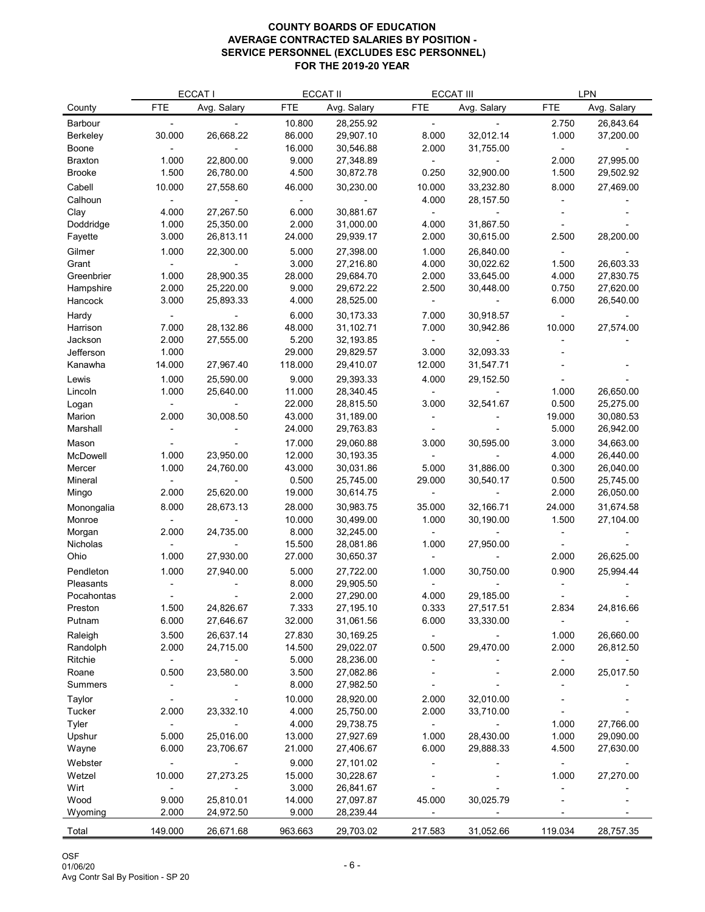# COUNTY BOARDS OF EDUCATION
## AVERAGE CONTRACTED SALARIES BY POSITION - SERVICE PERSONNEL (EXCLUDES ESC PERSONNEL)
## FOR THE 2019-20 YEAR

| | ECCAT I | | ECCAT II | | ECCAT III | | LPN | |
|---|---|---|---|---|---|---|---|---|
| County | FTE | Avg. Salary | FTE | Avg. Salary | FTE | Avg. Salary | FTE | Avg. Salary |
| Barbour | - | - | 10.800 | 28,255.92 | - | - | 2.750 | 26,843.64 |
| Berkeley | 30.000 | 26,668.22 | 86.000 | 29,907.10 | 8.000 | 32,012.14 | 1.000 | 37,200.00 |
| Boone | - | - | 16.000 | 30,546.88 | 2.000 | 31,755.00 | - | - |
| Braxton | 1.000 | 22,800.00 | 9.000 | 27,348.89 | - | - | 2.000 | 27,995.00 |
| Brooke | 1.500 | 26,780.00 | 4.500 | 30,872.78 | 0.250 | 32,900.00 | 1.500 | 29,502.92 |
| Cabell | 10.000 | 27,558.60 | 46.000 | 30,230.00 | 10.000 | 33,232.80 | 8.000 | 27,469.00 |
| Calhoun | - | - | - | - | 4.000 | 28,157.50 | - | - |
| Clay | 4.000 | 27,267.50 | 6.000 | 30,881.67 | - | - | - | - |
| Doddridge | 1.000 | 25,350.00 | 2.000 | 31,000.00 | 4.000 | 31,867.50 | - | - |
| Fayette | 3.000 | 26,813.11 | 24.000 | 29,939.17 | 2.000 | 30,615.00 | 2.500 | 28,200.00 |
| Gilmer | 1.000 | 22,300.00 | 5.000 | 27,398.00 | 1.000 | 26,840.00 | - | - |
| Grant | - | - | 3.000 | 27,216.80 | 4.000 | 30,022.62 | 1.500 | 26,603.33 |
| Greenbrier | 1.000 | 28,900.35 | 28.000 | 29,684.70 | 2.000 | 33,645.00 | 4.000 | 27,830.75 |
| Hampshire | 2.000 | 25,220.00 | 9.000 | 29,672.22 | 2.500 | 30,448.00 | 0.750 | 27,620.00 |
| Hancock | 3.000 | 25,893.33 | 4.000 | 28,525.00 | - | - | 6.000 | 26,540.00 |
| Hardy | - | - | 6.000 | 30,173.33 | 7.000 | 30,918.57 | - | - |
| Harrison | 7.000 | 28,132.86 | 48.000 | 31,102.71 | 7.000 | 30,942.86 | 10.000 | 27,574.00 |
| Jackson | 2.000 | 27,555.00 | 5.200 | 32,193.85 | - | - | - | - |
| Jefferson | 1.000 | | 29.000 | 29,829.57 | 3.000 | 32,093.33 | - | |
| Kanawha | 14.000 | 27,967.40 | 118.000 | 29,410.07 | 12.000 | 31,547.71 | - | - |
| Lewis | 1.000 | 25,590.00 | 9.000 | 29,393.33 | 4.000 | 29,152.50 | - | - |
| Lincoln | 1.000 | 25,640.00 | 11.000 | 28,340.45 | - | - | 1.000 | 26,650.00 |
| Logan | - | - | 22.000 | 28,815.50 | 3.000 | 32,541.67 | 0.500 | 25,275.00 |
| Marion | 2.000 | 30,008.50 | 43.000 | 31,189.00 | - | - | 19.000 | 30,080.53 |
| Marshall | - | - | 24.000 | 29,763.83 | - | - | 5.000 | 26,942.00 |
| Mason | - | - | 17.000 | 29,060.88 | 3.000 | 30,595.00 | 3.000 | 34,663.00 |
| McDowell | 1.000 | 23,950.00 | 12.000 | 30,193.35 | - | - | 4.000 | 26,440.00 |
| Mercer | 1.000 | 24,760.00 | 43.000 | 30,031.86 | 5.000 | 31,886.00 | 0.300 | 26,040.00 |
| Mineral | - | - | 0.500 | 25,745.00 | 29.000 | 30,540.17 | 0.500 | 25,745.00 |
| Mingo | 2.000 | 25,620.00 | 19.000 | 30,614.75 | - | - | 2.000 | 26,050.00 |
| Monongalia | 8.000 | 28,673.13 | 28.000 | 30,983.75 | 35.000 | 32,166.71 | 24.000 | 31,674.58 |
| Monroe | - | - | 10.000 | 30,499.00 | 1.000 | 30,190.00 | 1.500 | 27,104.00 |
| Morgan | 2.000 | 24,735.00 | 8.000 | 32,245.00 | - | - | - | - |
| Nicholas | - | - | 15.500 | 28,081.86 | 1.000 | 27,950.00 | - | - |
| Ohio | 1.000 | 27,930.00 | 27.000 | 30,650.37 | - | - | 2.000 | 26,625.00 |
| Pendleton | 1.000 | 27,940.00 | 5.000 | 27,722.00 | 1.000 | 30,750.00 | 0.900 | 25,994.44 |
| Pleasants | - | - | 8.000 | 29,905.50 | - | - | - | - |
| Pocahontas | - | - | 2.000 | 27,290.00 | 4.000 | 29,185.00 | - | - |
| Preston | 1.500 | 24,826.67 | 7.333 | 27,195.10 | 0.333 | 27,517.51 | 2.834 | 24,816.66 |
| Putnam | 6.000 | 27,646.67 | 32.000 | 31,061.56 | 6.000 | 33,330.00 | - | - |
| Raleigh | 3.500 | 26,637.14 | 27.830 | 30,169.25 | - | - | 1.000 | 26,660.00 |
| Randolph | 2.000 | 24,715.00 | 14.500 | 29,022.07 | 0.500 | 29,470.00 | 2.000 | 26,812.50 |
| Ritchie | - | - | 5.000 | 28,236.00 | - | - | - | - |
| Roane | 0.500 | 23,580.00 | 3.500 | 27,082.86 | - | - | 2.000 | 25,017.50 |
| Summers | - | - | 8.000 | 27,982.50 | - | - | - | - |
| Taylor | - | - | 10.000 | 28,920.00 | 2.000 | 32,010.00 | - | - |
| Tucker | 2.000 | 23,332.10 | 4.000 | 25,750.00 | 2.000 | 33,710.00 | - | - |
| Tyler | - | - | 4.000 | 29,738.75 | - | - | 1.000 | 27,766.00 |
| Upshur | 5.000 | 25,016.00 | 13.000 | 27,927.69 | 1.000 | 28,430.00 | 1.000 | 29,090.00 |
| Wayne | 6.000 | 23,706.67 | 21.000 | 27,406.67 | 6.000 | 29,888.33 | 4.500 | 27,630.00 |
| Webster | - | - | 9.000 | 27,101.02 | - | - | - | - |
| Wetzel | 10.000 | 27,273.25 | 15.000 | 30,228.67 | - | - | 1.000 | 27,270.00 |
| Wirt | - | - | 3.000 | 26,841.67 | - | - | - | - |
| Wood | 9.000 | 25,810.01 | 14.000 | 27,097.87 | 45.000 | 30,025.79 | - | - |
| Wyoming | 2.000 | 24,972.50 | 9.000 | 28,239.44 | - | - | - | - |
| Total | 149.000 | 26,671.68 | 963.663 | 29,703.02 | 217.583 | 31,052.66 | 119.034 | 28,757.35 |

OSF
01/06/20
Avg Contr Sal By Position - SP 20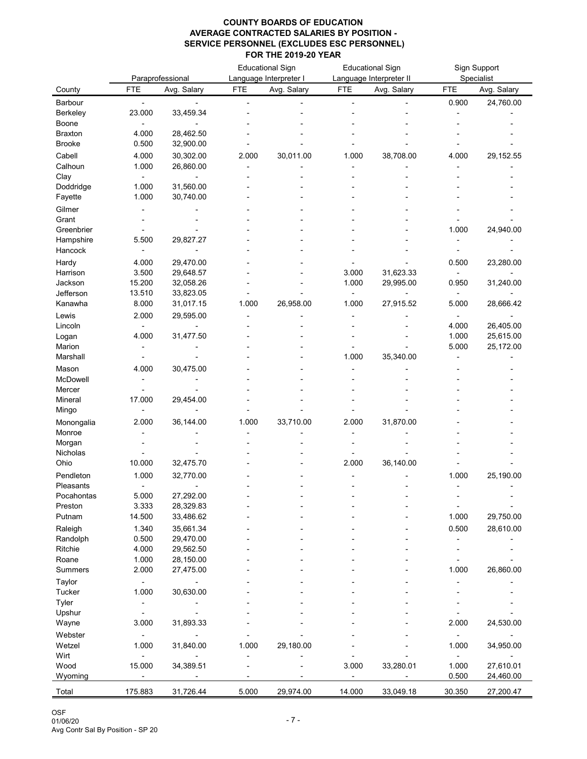# COUNTY BOARDS OF EDUCATION
## AVERAGE CONTRACTED SALARIES BY POSITION - SERVICE PERSONNEL (EXCLUDES ESC PERSONNEL)
## FOR THE 2019-20 YEAR

| County | Paraprofessional | | Educational Sign Language Interpreter I | | Educational Sign Language Interpreter II | | Sign Support Specialist | |
|---|---|---|---|---|---|---|---|---|
| | FTE | Avg. Salary | FTE | Avg. Salary | FTE | Avg. Salary | FTE | Avg. Salary |
| Barbour | - | - | - | - | - | - | 0.900 | 24,760.00 |
| Berkeley | 23.000 | 33,459.34 | - | - | - | - | - | - |
| Boone | - | - | - | - | - | - | - | - |
| Braxton | 4.000 | 28,462.50 | - | - | - | - | - | - |
| Brooke | 0.500 | 32,900.00 | - | - | - | - | - | - |
| Cabell | 4.000 | 30,302.00 | 2.000 | 30,011.00 | 1.000 | 38,708.00 | 4.000 | 29,152.55 |
| Calhoun | 1.000 | 26,860.00 | - | - | - | - | - | - |
| Clay | - | - | - | - | - | - | - | - |
| Doddridge | 1.000 | 31,560.00 | - | - | - | - | - | - |
| Fayette | 1.000 | 30,740.00 | - | - | - | - | - | - |
| Gilmer | - | - | - | - | - | - | - | - |
| Grant | - | - | - | - | - | - | - | - |
| Greenbrier | - | - | - | - | - | - | 1.000 | 24,940.00 |
| Hampshire | 5.500 | 29,827.27 | - | - | - | - | - | - |
| Hancock | - | - | - | - | - | - | - | - |
| Hardy | 4.000 | 29,470.00 | - | - | - | - | 0.500 | 23,280.00 |
| Harrison | 3.500 | 29,648.57 | - | - | 3.000 | 31,623.33 | - | - |
| Jackson | 15.200 | 32,058.26 | - | - | 1.000 | 29,995.00 | 0.950 | 31,240.00 |
| Jefferson | 13.510 | 33,823.05 | - | - | - | - | - | - |
| Kanawha | 8.000 | 31,017.15 | 1.000 | 26,958.00 | 1.000 | 27,915.52 | 5.000 | 28,666.42 |
| Lewis | 2.000 | 29,595.00 | - | - | - | - | - | - |
| Lincoln | - | - | - | - | - | - | 4.000 | 26,405.00 |
| Logan | 4.000 | 31,477.50 | - | - | - | - | 1.000 | 25,615.00 |
| Marion | - | - | - | - | - | - | 5.000 | 25,172.00 |
| Marshall | - | - | - | - | 1.000 | 35,340.00 | - | - |
| Mason | 4.000 | 30,475.00 | - | - | - | - | - | - |
| McDowell | - | - | - | - | - | - | - | - |
| Mercer | - | - | - | - | - | - | - | - |
| Mineral | 17.000 | 29,454.00 | - | - | - | - | - | - |
| Mingo | - | - | - | - | - | - | - | - |
| Monongalia | 2.000 | 36,144.00 | 1.000 | 33,710.00 | 2.000 | 31,870.00 | - | - |
| Monroe | - | - | - | - | - | - | - | - |
| Morgan | - | - | - | - | - | - | - | - |
| Nicholas | - | - | - | - | - | - | - | - |
| Ohio | 10.000 | 32,475.70 | - | - | 2.000 | 36,140.00 | - | - |
| Pendleton | 1.000 | 32,770.00 | - | - | - | - | 1.000 | 25,190.00 |
| Pleasants | - | - | - | - | - | - | - | - |
| Pocahontas | 5.000 | 27,292.00 | - | - | - | - | - | - |
| Preston | 3.333 | 28,329.83 | - | - | - | - | - | - |
| Putnam | 14.500 | 33,486.62 | - | - | - | - | 1.000 | 29,750.00 |
| Raleigh | 1.340 | 35,661.34 | - | - | - | - | 0.500 | 28,610.00 |
| Randolph | 0.500 | 29,470.00 | - | - | - | - | - | - |
| Ritchie | 4.000 | 29,562.50 | - | - | - | - | - | - |
| Roane | 1.000 | 28,150.00 | - | - | - | - | - | - |
| Summers | 2.000 | 27,475.00 | - | - | - | - | 1.000 | 26,860.00 |
| Taylor | - | - | - | - | - | - | - | - |
| Tucker | 1.000 | 30,630.00 | - | - | - | - | - | - |
| Tyler | - | - | - | - | - | - | - | - |
| Upshur | - | - | - | - | - | - | - | - |
| Wayne | 3.000 | 31,893.33 | - | - | - | - | 2.000 | 24,530.00 |
| Webster | - | - | - | - | - | - | - | - |
| Wetzel | 1.000 | 31,840.00 | 1.000 | 29,180.00 | - | - | 1.000 | 34,950.00 |
| Wirt | - | - | - | - | - | - | - | - |
| Wood | 15.000 | 34,389.51 | - | - | 3.000 | 33,280.01 | 1.000 | 27,610.01 |
| Wyoming | - | - | - | - | - | - | 0.500 | 24,460.00 |
| Total | 175.883 | 31,726.44 | 5.000 | 29,974.00 | 14.000 | 33,049.18 | 30.350 | 27,200.47 |

OSF
01/06/20
Avg Contr Sal By Position - SP 20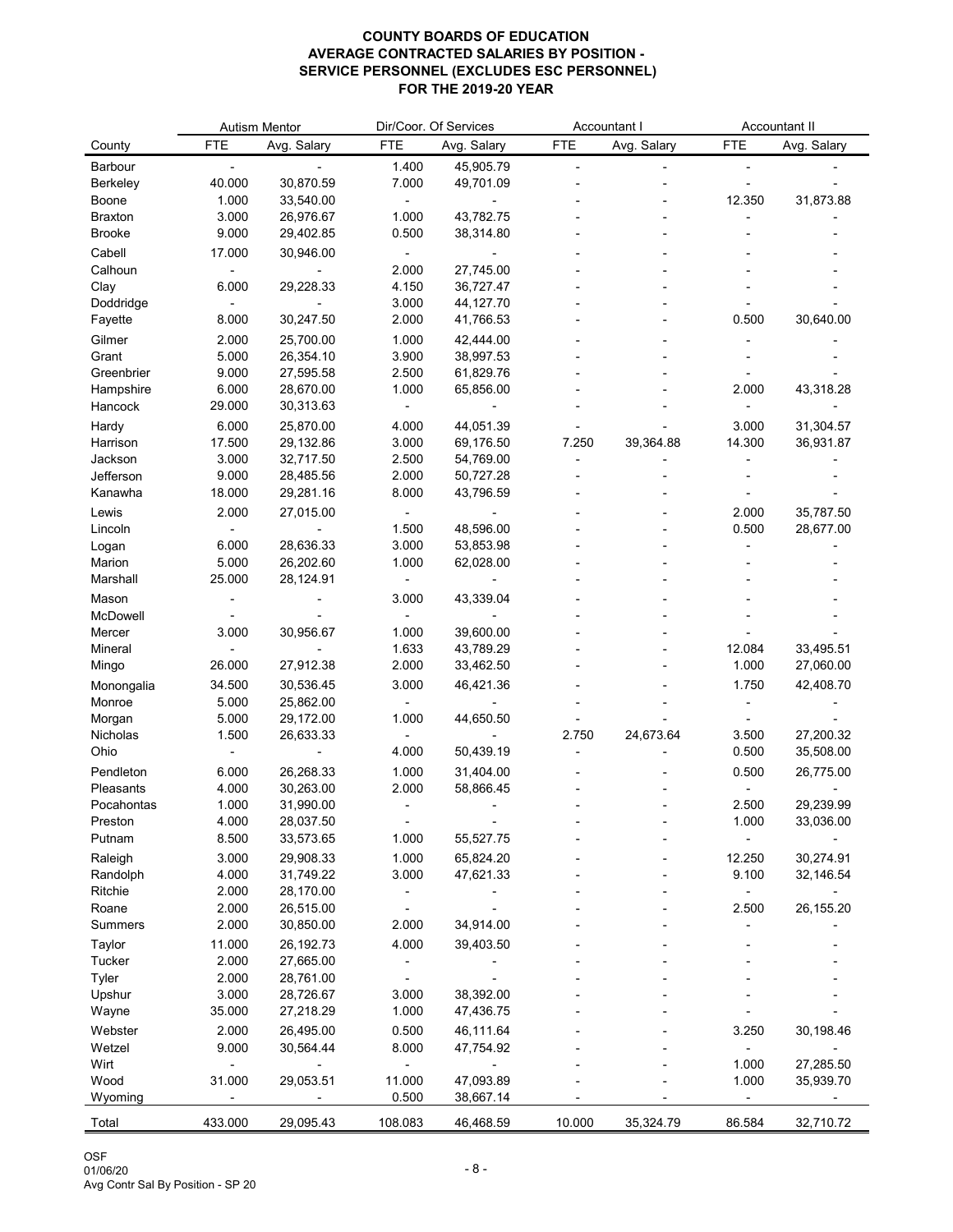# COUNTY BOARDS OF EDUCATION
## AVERAGE CONTRACTED SALARIES BY POSITION - SERVICE PERSONNEL (EXCLUDES ESC PERSONNEL)
## FOR THE 2019-20 YEAR

| | Autism Mentor | | Dir/Coor. Of Services | | Accountant I | | Accountant II | |
|---|---|---|---|---|---|---|---|---|
| County | FTE | Avg. Salary | FTE | Avg. Salary | FTE | Avg. Salary | FTE | Avg. Salary |
| Barbour | - | - | 1.400 | 45,905.79 | - | - | - | - |
| Berkeley | 40.000 | 30,870.59 | 7.000 | 49,701.09 | - | - | - | - |
| Boone | 1.000 | 33,540.00 | - | - | - | - | 12.350 | 31,873.88 |
| Braxton | 3.000 | 26,976.67 | 1.000 | 43,782.75 | - | - | - | - |
| Brooke | 9.000 | 29,402.85 | 0.500 | 38,314.80 | - | - | - | - |
| Cabell | 17.000 | 30,946.00 | - | - | - | - | - | - |
| Calhoun | - | - | 2.000 | 27,745.00 | - | - | - | - |
| Clay | 6.000 | 29,228.33 | 4.150 | 36,727.47 | - | - | - | - |
| Doddridge | - | - | 3.000 | 44,127.70 | - | - | - | - |
| Fayette | 8.000 | 30,247.50 | 2.000 | 41,766.53 | - | - | 0.500 | 30,640.00 |
| Gilmer | 2.000 | 25,700.00 | 1.000 | 42,444.00 | - | - | - | - |
| Grant | 5.000 | 26,354.10 | 3.900 | 38,997.53 | - | - | - | - |
| Greenbrier | 9.000 | 27,595.58 | 2.500 | 61,829.76 | - | - | - | - |
| Hampshire | 6.000 | 28,670.00 | 1.000 | 65,856.00 | - | - | 2.000 | 43,318.28 |
| Hancock | 29.000 | 30,313.63 | - | - | - | - | - | - |
| Hardy | 6.000 | 25,870.00 | 4.000 | 44,051.39 | - | - | 3.000 | 31,304.57 |
| Harrison | 17.500 | 29,132.86 | 3.000 | 69,176.50 | 7.250 | 39,364.88 | 14.300 | 36,931.87 |
| Jackson | 3.000 | 32,717.50 | 2.500 | 54,769.00 | - | - | - | - |
| Jefferson | 9.000 | 28,485.56 | 2.000 | 50,727.28 | - | - | - | - |
| Kanawha | 18.000 | 29,281.16 | 8.000 | 43,796.59 | - | - | - | - |
| Lewis | 2.000 | 27,015.00 | - | - | - | - | 2.000 | 35,787.50 |
| Lincoln | - | - | 1.500 | 48,596.00 | - | - | 0.500 | 28,677.00 |
| Logan | 6.000 | 28,636.33 | 3.000 | 53,853.98 | - | - | - | - |
| Marion | 5.000 | 26,202.60 | 1.000 | 62,028.00 | - | - | - | - |
| Marshall | 25.000 | 28,124.91 | - | - | - | - | - | - |
| Mason | - | - | 3.000 | 43,339.04 | - | - | - | - |
| McDowell | - | - | - | - | - | - | - | - |
| Mercer | 3.000 | 30,956.67 | 1.000 | 39,600.00 | - | - | - | - |
| Mineral | - | - | 1.633 | 43,789.29 | - | - | 12.084 | 33,495.51 |
| Mingo | 26.000 | 27,912.38 | 2.000 | 33,462.50 | - | - | 1.000 | 27,060.00 |
| Monongalia | 34.500 | 30,536.45 | 3.000 | 46,421.36 | - | - | 1.750 | 42,408.70 |
| Monroe | 5.000 | 25,862.00 | - | - | - | - | - | - |
| Morgan | 5.000 | 29,172.00 | 1.000 | 44,650.50 | - | - | - | - |
| Nicholas | 1.500 | 26,633.33 | - | - | 2.750 | 24,673.64 | 3.500 | 27,200.32 |
| Ohio | - | - | 4.000 | 50,439.19 | - | - | 0.500 | 35,508.00 |
| Pendleton | 6.000 | 26,268.33 | 1.000 | 31,404.00 | - | - | 0.500 | 26,775.00 |
| Pleasants | 4.000 | 30,263.00 | 2.000 | 58,866.45 | - | - | - | - |
| Pocahontas | 1.000 | 31,990.00 | - | - | - | - | 2.500 | 29,239.99 |
| Preston | 4.000 | 28,037.50 | - | - | - | - | 1.000 | 33,036.00 |
| Putnam | 8.500 | 33,573.65 | 1.000 | 55,527.75 | - | - | - | - |
| Raleigh | 3.000 | 29,908.33 | 1.000 | 65,824.20 | - | - | 12.250 | 30,274.91 |
| Randolph | 4.000 | 31,749.22 | 3.000 | 47,621.33 | - | - | 9.100 | 32,146.54 |
| Ritchie | 2.000 | 28,170.00 | - | - | - | - | - | - |
| Roane | 2.000 | 26,515.00 | - | - | - | - | 2.500 | 26,155.20 |
| Summers | 2.000 | 30,850.00 | 2.000 | 34,914.00 | - | - | - | - |
| Taylor | 11.000 | 26,192.73 | 4.000 | 39,403.50 | - | - | - | - |
| Tucker | 2.000 | 27,665.00 | - | - | - | - | - | - |
| Tyler | 2.000 | 28,761.00 | - | - | - | - | - | - |
| Upshur | 3.000 | 28,726.67 | 3.000 | 38,392.00 | - | - | - | - |
| Wayne | 35.000 | 27,218.29 | 1.000 | 47,436.75 | - | - | - | - |
| Webster | 2.000 | 26,495.00 | 0.500 | 46,111.64 | - | - | 3.250 | 30,198.46 |
| Wetzel | 9.000 | 30,564.44 | 8.000 | 47,754.92 | - | - | - | - |
| Wirt | - | - | - | - | - | - | 1.000 | 27,285.50 |
| Wood | 31.000 | 29,053.51 | 11.000 | 47,093.89 | - | - | 1.000 | 35,939.70 |
| Wyoming | - | - | 0.500 | 38,667.14 | - | - | - | - |
| Total | 433.000 | 29,095.43 | 108.083 | 46,468.59 | 10.000 | 35,324.79 | 86.584 | 32,710.72 |

OSF
01/06/20
Avg Contr Sal By Position - SP 20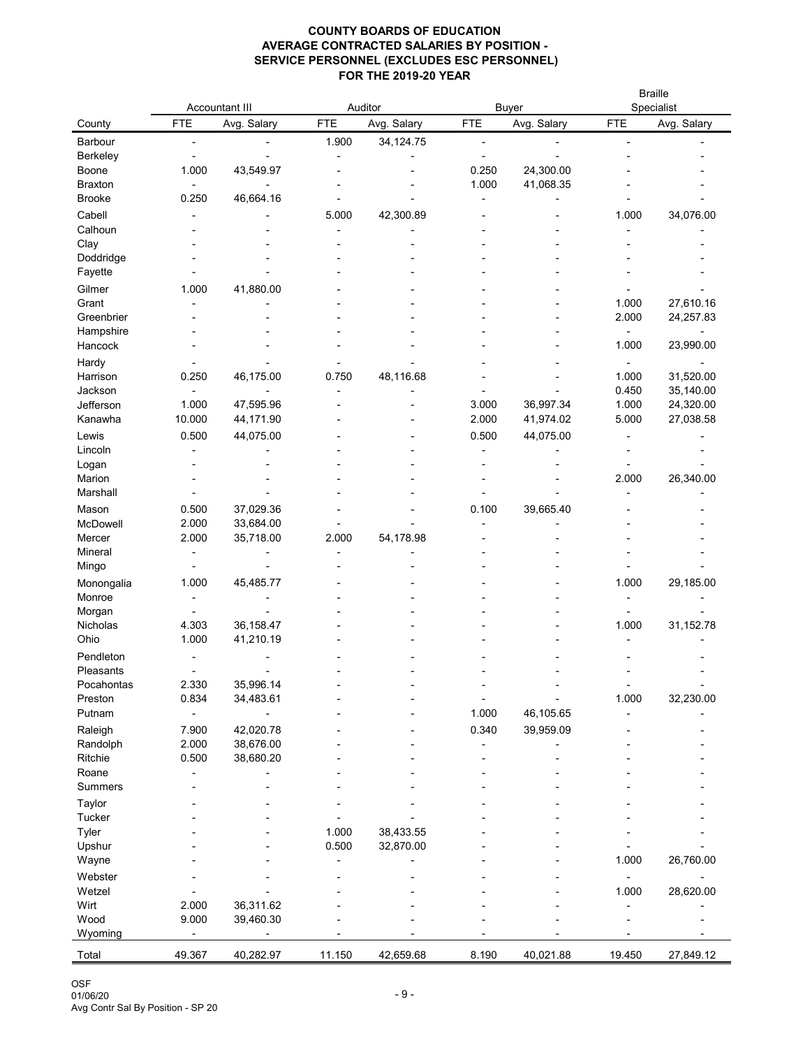# COUNTY BOARDS OF EDUCATION
## AVERAGE CONTRACTED SALARIES BY POSITION - SERVICE PERSONNEL (EXCLUDES ESC PERSONNEL) FOR THE 2019-20 YEAR

| | Accountant III | | Auditor | | Buyer | | Braille Specialist | |
|---|---|---|---|---|---|---|---|---|
| County | FTE | Avg. Salary | FTE | Avg. Salary | FTE | Avg. Salary | FTE | Avg. Salary |
| Barbour | - | - | 1.900 | 34,124.75 | - | - | - | - |
| Berkeley | - | - | - | - | - | - | - | - |
| Boone | 1.000 | 43,549.97 | - | - | 0.250 | 24,300.00 | - | - |
| Braxton | - | - | - | - | 1.000 | 41,068.35 | - | - |
| Brooke | 0.250 | 46,664.16 | - | - | - | - | - | - |
| Cabell | - | - | 5.000 | 42,300.89 | - | - | 1.000 | 34,076.00 |
| Calhoun | - | - | - | - | - | - | - | - |
| Clay | - | - | - | - | - | - | - | - |
| Doddridge | - | - | - | - | - | - | - | - |
| Fayette | - | - | - | - | - | - | - | - |
| Gilmer | 1.000 | 41,880.00 | - | - | - | - | - | - |
| Grant | - | - | - | - | - | - | 1.000 | 27,610.16 |
| Greenbrier | - | - | - | - | - | - | 2.000 | 24,257.83 |
| Hampshire | - | - | - | - | - | - | - | - |
| Hancock | - | - | - | - | - | - | 1.000 | 23,990.00 |
| Hardy | - | - | - | - | - | - | - | - |
| Harrison | 0.250 | 46,175.00 | 0.750 | 48,116.68 | - | - | 1.000 | 31,520.00 |
| Jackson | - | - | - | - | - | - | 0.450 | 35,140.00 |
| Jefferson | 1.000 | 47,595.96 | - | - | 3.000 | 36,997.34 | 1.000 | 24,320.00 |
| Kanawha | 10.000 | 44,171.90 | - | - | 2.000 | 41,974.02 | 5.000 | 27,038.58 |
| Lewis | 0.500 | 44,075.00 | - | - | 0.500 | 44,075.00 | - | - |
| Lincoln | - | - | - | - | - | - | - | - |
| Logan | - | - | - | - | - | - | - | - |
| Marion | - | - | - | - | - | - | 2.000 | 26,340.00 |
| Marshall | - | - | - | - | - | - | - | - |
| Mason | 0.500 | 37,029.36 | - | - | 0.100 | 39,665.40 | - | - |
| McDowell | 2.000 | 33,684.00 | - | - | - | - | - | - |
| Mercer | 2.000 | 35,718.00 | 2.000 | 54,178.98 | - | - | - | - |
| Mineral | - | - | - | - | - | - | - | - |
| Mingo | - | - | - | - | - | - | - | - |
| Monongalia | 1.000 | 45,485.77 | - | - | - | - | 1.000 | 29,185.00 |
| Monroe | - | - | - | - | - | - | - | - |
| Morgan | - | - | - | - | - | - | - | - |
| Nicholas | 4.303 | 36,158.47 | - | - | - | - | 1.000 | 31,152.78 |
| Ohio | 1.000 | 41,210.19 | - | - | - | - | - | - |
| Pendleton | - | - | - | - | - | - | - | - |
| Pleasants | - | - | - | - | - | - | - | - |
| Pocahontas | 2.330 | 35,996.14 | - | - | - | - | - | - |
| Preston | 0.834 | 34,483.61 | - | - | - | - | 1.000 | 32,230.00 |
| Putnam | - | - | - | - | 1.000 | 46,105.65 | - | - |
| Raleigh | 7.900 | 42,020.78 | - | - | 0.340 | 39,959.09 | - | - |
| Randolph | 2.000 | 38,676.00 | - | - | - | - | - | - |
| Ritchie | 0.500 | 38,680.20 | - | - | - | - | - | - |
| Roane | - | - | - | - | - | - | - | - |
| Summers | - | - | - | - | - | - | - | - |
| Taylor | - | - | - | - | - | - | - | - |
| Tucker | - | - | - | - | - | - | - | - |
| Tyler | - | - | 1.000 | 38,433.55 | - | - | - | - |
| Upshur | - | - | 0.500 | 32,870.00 | - | - | - | - |
| Wayne | - | - | - | - | - | - | 1.000 | 26,760.00 |
| Webster | - | - | - | - | - | - | - | - |
| Wetzel | - | - | - | - | - | - | 1.000 | 28,620.00 |
| Wirt | 2.000 | 36,311.62 | - | - | - | - | - | - |
| Wood | 9.000 | 39,460.30 | - | - | - | - | - | - |
| Wyoming | - | - | - | - | - | - | - | - |
| Total | 49.367 | 40,282.97 | 11.150 | 42,659.68 | 8.190 | 40,021.88 | 19.450 | 27,849.12 |

OSF
01/06/20
Avg Contr Sal By Position - SP 20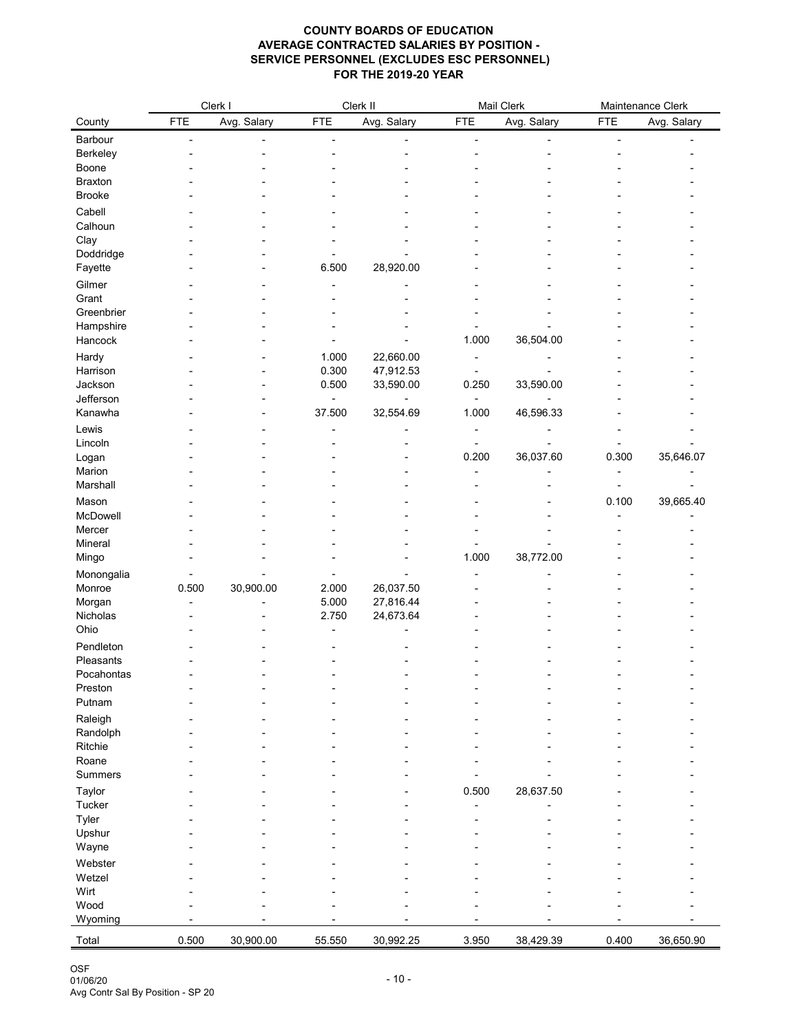**COUNTY BOARDS OF EDUCATION**
**AVERAGE CONTRACTED SALARIES BY POSITION -**
**SERVICE PERSONNEL (EXCLUDES ESC PERSONNEL)**
**FOR THE 2019-20 YEAR**

| | Clerk I | | Clerk II | | Mail Clerk | | Maintenance Clerk | |
|---|---|---|---|---|---|---|---|---|
| County | FTE | Avg. Salary | FTE | Avg. Salary | FTE | Avg. Salary | FTE | Avg. Salary |
| Barbour | - | - | - | - | - | - | - | - |
| Berkeley | - | - | - | - | - | - | - | - |
| Boone | - | - | - | - | - | - | - | - |
| Braxton | - | - | - | - | - | - | - | - |
| Brooke | - | - | - | - | - | - | - | - |
| Cabell | - | - | - | - | - | - | - | - |
| Calhoun | - | - | - | - | - | - | - | - |
| Clay | - | - | - | - | - | - | - | - |
| Doddridge | - | - | - | - | - | - | - | - |
| Fayette | - | - | 6.500 | 28,920.00 | - | - | - | - |
| Gilmer | - | - | - | - | - | - | - | - |
| Grant | - | - | - | - | - | - | - | - |
| Greenbrier | - | - | - | - | - | - | - | - |
| Hampshire | - | - | - | - | - | - | - | - |
| Hancock | - | - | - | - | 1.000 | 36,504.00 | - | - |
| Hardy | - | - | 1.000 | 22,660.00 | - | - | - | - |
| Harrison | - | - | 0.300 | 47,912.53 | - | - | - | - |
| Jackson | - | - | 0.500 | 33,590.00 | 0.250 | 33,590.00 | - | - |
| Jefferson | - | - | - | - | - | - | - | - |
| Kanawha | - | - | 37.500 | 32,554.69 | 1.000 | 46,596.33 | - | - |
| Lewis | - | - | - | - | - | - | - | - |
| Lincoln | - | - | - | - | - | - | - | - |
| Logan | - | - | - | - | 0.200 | 36,037.60 | 0.300 | 35,646.07 |
| Marion | - | - | - | - | - | - | - | - |
| Marshall | - | - | - | - | - | - | - | - |
| Mason | - | - | - | - | - | - | 0.100 | 39,665.40 |
| McDowell | - | - | - | - | - | - | - | - |
| Mercer | - | - | - | - | - | - | - | - |
| Mineral | - | - | - | - | - | - | - | - |
| Mingo | - | - | - | - | 1.000 | 38,772.00 | - | - |
| Monongalia | - | - | - | - | - | - | - | - |
| Monroe | 0.500 | 30,900.00 | 2.000 | 26,037.50 | - | - | - | - |
| Morgan | - | - | 5.000 | 27,816.44 | - | - | - | - |
| Nicholas | - | - | 2.750 | 24,673.64 | - | - | - | - |
| Ohio | - | - | - | - | - | - | - | - |
| Pendleton | - | - | - | - | - | - | - | - |
| Pleasants | - | - | - | - | - | - | - | - |
| Pocahontas | - | - | - | - | - | - | - | - |
| Preston | - | - | - | - | - | - | - | - |
| Putnam | - | - | - | - | - | - | - | - |
| Raleigh | - | - | - | - | - | - | - | - |
| Randolph | - | - | - | - | - | - | - | - |
| Ritchie | - | - | - | - | - | - | - | - |
| Roane | - | - | - | - | - | - | - | - |
| Summers | - | - | - | - | - | - | - | - |
| Taylor | - | - | - | - | 0.500 | 28,637.50 | - | - |
| Tucker | - | - | - | - | - | - | - | - |
| Tyler | - | - | - | - | - | - | - | - |
| Upshur | - | - | - | - | - | - | - | - |
| Wayne | - | - | - | - | - | - | - | - |
| Webster | - | - | - | - | - | - | - | - |
| Wetzel | - | - | - | - | - | - | - | - |
| Wirt | - | - | - | - | - | - | - | - |
| Wood | - | - | - | - | - | - | - | - |
| Wyoming | - | - | - | - | - | - | - | - |
| Total | 0.500 | 30,900.00 | 55.550 | 30,992.25 | 3.950 | 38,429.39 | 0.400 | 36,650.90 |

OSF
01/06/20
Avg Contr Sal By Position - SP 20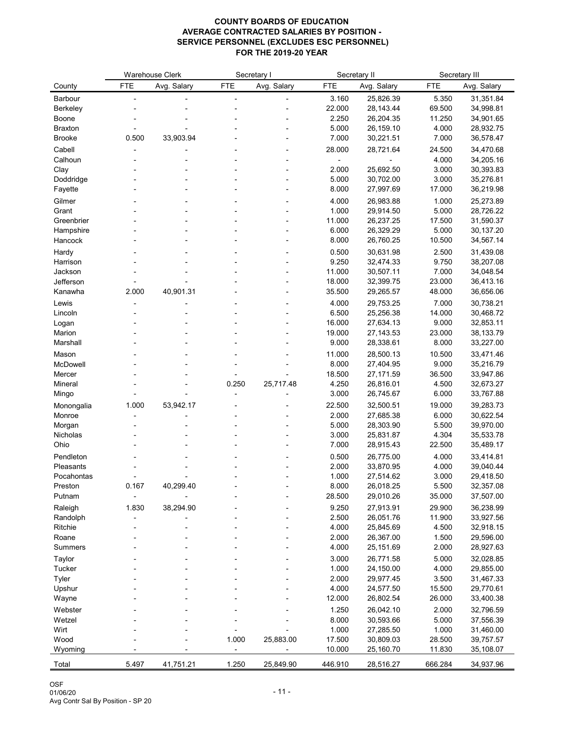**COUNTY BOARDS OF EDUCATION**
**AVERAGE CONTRACTED SALARIES BY POSITION -**
**SERVICE PERSONNEL (EXCLUDES ESC PERSONNEL)**
**FOR THE 2019-20 YEAR**

| | Warehouse Clerk | | Secretary I | | Secretary II | | Secretary III | |
|---|---|---|---|---|---|---|---|---|
| County | FTE | Avg. Salary | FTE | Avg. Salary | FTE | Avg. Salary | FTE | Avg. Salary |
| Barbour | - | - | - | - | 3.160 | 25,826.39 | 5.350 | 31,351.84 |
| Berkeley | - | - | - | - | 22.000 | 28,143.44 | 69.500 | 34,998.81 |
| Boone | - | - | - | - | 2.250 | 26,204.35 | 11.250 | 34,901.65 |
| Braxton | - | - | - | - | 5.000 | 26,159.10 | 4.000 | 28,932.75 |
| Brooke | 0.500 | 33,903.94 | - | - | 7.000 | 30,221.51 | 7.000 | 36,578.47 |
| Cabell | - | - | - | - | 28.000 | 28,721.64 | 24.500 | 34,470.68 |
| Calhoun | - | - | - | - | - | - | 4.000 | 34,205.16 |
| Clay | - | - | - | - | 2.000 | 25,692.50 | 3.000 | 30,393.83 |
| Doddridge | - | - | - | - | 5.000 | 30,702.00 | 3.000 | 35,276.81 |
| Fayette | - | - | - | - | 8.000 | 27,997.69 | 17.000 | 36,219.98 |
| Gilmer | - | - | - | - | 4.000 | 26,983.88 | 1.000 | 25,273.89 |
| Grant | - | - | - | - | 1.000 | 29,914.50 | 5.000 | 28,726.22 |
| Greenbrier | - | - | - | - | 11.000 | 26,237.25 | 17.500 | 31,590.37 |
| Hampshire | - | - | - | - | 6.000 | 26,329.29 | 5.000 | 30,137.20 |
| Hancock | - | - | - | - | 8.000 | 26,760.25 | 10.500 | 34,567.14 |
| Hardy | - | - | - | - | 0.500 | 30,631.98 | 2.500 | 31,439.08 |
| Harrison | - | - | - | - | 9.250 | 32,474.33 | 9.750 | 38,207.08 |
| Jackson | - | - | - | - | 11.000 | 30,507.11 | 7.000 | 34,048.54 |
| Jefferson | - | - | - | - | 18.000 | 32,399.75 | 23.000 | 36,413.16 |
| Kanawha | 2.000 | 40,901.31 | - | - | 35.500 | 29,265.57 | 48.000 | 36,656.06 |
| Lewis | - | - | - | - | 4.000 | 29,753.25 | 7.000 | 30,738.21 |
| Lincoln | - | - | - | - | 6.500 | 25,256.38 | 14.000 | 30,468.72 |
| Logan | - | - | - | - | 16.000 | 27,634.13 | 9.000 | 32,853.11 |
| Marion | - | - | - | - | 19.000 | 27,143.53 | 23.000 | 38,133.79 |
| Marshall | - | - | - | - | 9.000 | 28,338.61 | 8.000 | 33,227.00 |
| Mason | - | - | - | - | 11.000 | 28,500.13 | 10.500 | 33,471.46 |
| McDowell | - | - | - | - | 8.000 | 27,404.95 | 9.000 | 35,216.79 |
| Mercer | - | - | - | - | 18.500 | 27,171.59 | 36.500 | 33,947.86 |
| Mineral | - | - | 0.250 | 25,717.48 | 4.250 | 26,816.01 | 4.500 | 32,673.27 |
| Mingo | - | - | - | - | 3.000 | 26,745.67 | 6.000 | 33,767.88 |
| Monongalia | 1.000 | 53,942.17 | - | - | 22.500 | 32,500.51 | 19.000 | 39,283.73 |
| Monroe | - | - | - | - | 2.000 | 27,685.38 | 6.000 | 30,622.54 |
| Morgan | - | - | - | - | 5.000 | 28,303.90 | 5.500 | 39,970.00 |
| Nicholas | - | - | - | - | 3.000 | 25,831.87 | 4.304 | 35,533.78 |
| Ohio | - | - | - | - | 7.000 | 28,915.43 | 22.500 | 35,489.17 |
| Pendleton | - | - | - | - | 0.500 | 26,775.00 | 4.000 | 33,414.81 |
| Pleasants | - | - | - | - | 2.000 | 33,870.95 | 4.000 | 39,040.44 |
| Pocahontas | - | - | - | - | 1.000 | 27,514.62 | 3.000 | 29,418.50 |
| Preston | 0.167 | 40,299.40 | - | - | 8.000 | 26,018.25 | 5.500 | 32,357.08 |
| Putnam | - | - | - | - | 28.500 | 29,010.26 | 35.000 | 37,507.00 |
| Raleigh | 1.830 | 38,294.90 | - | - | 9.250 | 27,913.91 | 29.900 | 36,238.99 |
| Randolph | - | - | - | - | 2.500 | 26,051.76 | 11.900 | 33,927.56 |
| Ritchie | - | - | - | - | 4.000 | 25,845.69 | 4.500 | 32,918.15 |
| Roane | - | - | - | - | 2.000 | 26,367.00 | 1.500 | 29,596.00 |
| Summers | - | - | - | - | 4.000 | 25,151.69 | 2.000 | 28,927.63 |
| Taylor | - | - | - | - | 3.000 | 26,771.58 | 5.000 | 32,028.85 |
| Tucker | - | - | - | - | 1.000 | 24,150.00 | 4.000 | 29,855.00 |
| Tyler | - | - | - | - | 2.000 | 29,977.45 | 3.500 | 31,467.33 |
| Upshur | - | - | - | - | 4.000 | 24,577.50 | 15.500 | 29,770.61 |
| Wayne | - | - | - | - | 12.000 | 26,802.54 | 26.000 | 33,400.38 |
| Webster | - | - | - | - | 1.250 | 26,042.10 | 2.000 | 32,796.59 |
| Wetzel | - | - | - | - | 8.000 | 30,593.66 | 5.000 | 37,556.39 |
| Wirt | - | - | - | - | 1.000 | 27,285.50 | 1.000 | 31,460.00 |
| Wood | - | - | 1.000 | 25,883.00 | 17.500 | 30,809.03 | 28.500 | 39,757.57 |
| Wyoming | - | - | - | - | 10.000 | 25,160.70 | 11.830 | 35,108.07 |
| Total | 5.497 | 41,751.21 | 1.250 | 25,849.90 | 446.910 | 28,516.27 | 666.284 | 34,937.96 |

OSF
01/06/20
Avg Contr Sal By Position - SP 20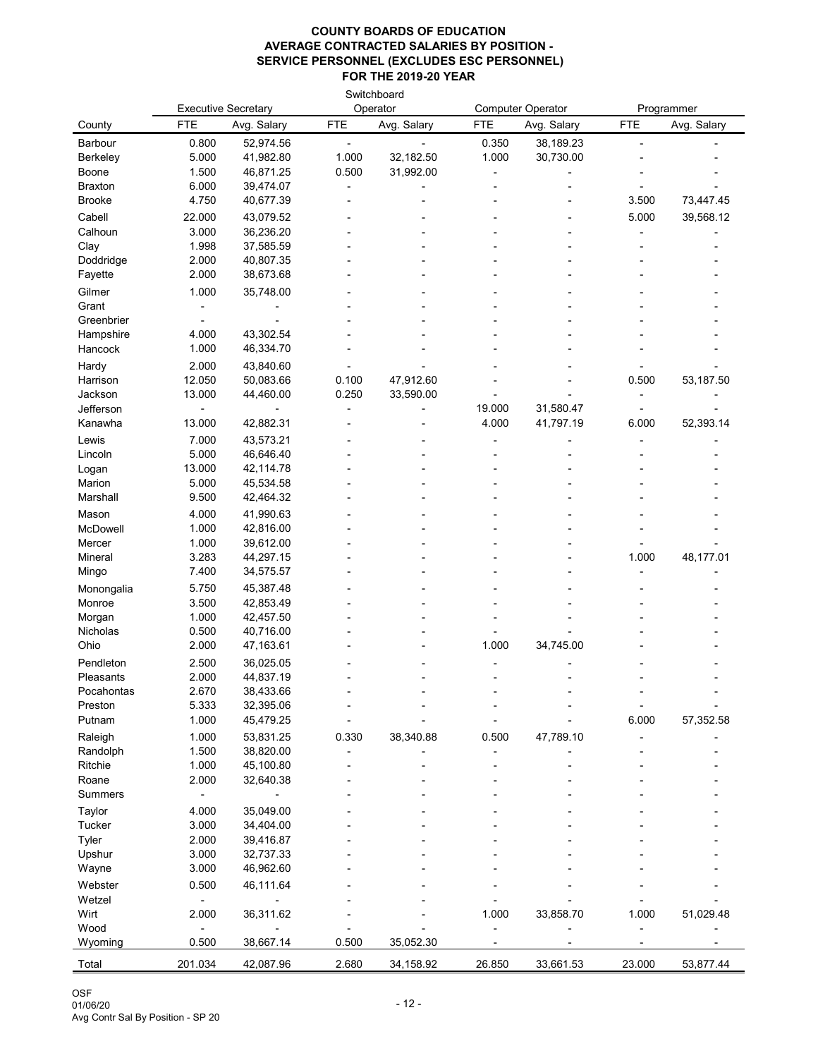**COUNTY BOARDS OF EDUCATION**
**AVERAGE CONTRACTED SALARIES BY POSITION -**
**SERVICE PERSONNEL (EXCLUDES ESC PERSONNEL)**
**FOR THE 2019-20 YEAR**

| | Executive Secretary | | Switchboard Operator | | Computer Operator | | Programmer | |
|---|---|---|---|---|---|---|---|---|
| County | FTE | Avg. Salary | FTE | Avg. Salary | FTE | Avg. Salary | FTE | Avg. Salary |
| Barbour | 0.800 | 52,974.56 | - | - | 0.350 | 38,189.23 | - | - |
| Berkeley | 5.000 | 41,982.80 | 1.000 | 32,182.50 | 1.000 | 30,730.00 | - | - |
| Boone | 1.500 | 46,871.25 | 0.500 | 31,992.00 | - | - | - | - |
| Braxton | 6.000 | 39,474.07 | - | - | - | - | - | - |
| Brooke | 4.750 | 40,677.39 | - | - | - | - | 3.500 | 73,447.45 |
| Cabell | 22.000 | 43,079.52 | - | - | - | - | 5.000 | 39,568.12 |
| Calhoun | 3.000 | 36,236.20 | - | - | - | - | - | - |
| Clay | 1.998 | 37,585.59 | - | - | - | - | - | - |
| Doddridge | 2.000 | 40,807.35 | - | - | - | - | - | - |
| Fayette | 2.000 | 38,673.68 | - | - | - | - | - | - |
| Gilmer | 1.000 | 35,748.00 | - | - | - | - | - | - |
| Grant | - | - | - | - | - | - | - | - |
| Greenbrier | - | - | - | - | - | - | - | - |
| Hampshire | 4.000 | 43,302.54 | - | - | - | - | - | - |
| Hancock | 1.000 | 46,334.70 | - | - | - | - | - | - |
| Hardy | 2.000 | 43,840.60 | - | - | - | - | - | - |
| Harrison | 12.050 | 50,083.66 | 0.100 | 47,912.60 | - | - | 0.500 | 53,187.50 |
| Jackson | 13.000 | 44,460.00 | 0.250 | 33,590.00 | - | - | - | - |
| Jefferson | - | - | - | - | 19.000 | 31,580.47 | - | - |
| Kanawha | 13.000 | 42,882.31 | - | - | 4.000 | 41,797.19 | 6.000 | 52,393.14 |
| Lewis | 7.000 | 43,573.21 | - | - | - | - | - | - |
| Lincoln | 5.000 | 46,646.40 | - | - | - | - | - | - |
| Logan | 13.000 | 42,114.78 | - | - | - | - | - | - |
| Marion | 5.000 | 45,534.58 | - | - | - | - | - | - |
| Marshall | 9.500 | 42,464.32 | - | - | - | - | - | - |
| Mason | 4.000 | 41,990.63 | - | - | - | - | - | - |
| McDowell | 1.000 | 42,816.00 | - | - | - | - | - | - |
| Mercer | 1.000 | 39,612.00 | - | - | - | - | - | - |
| Mineral | 3.283 | 44,297.15 | - | - | - | - | 1.000 | 48,177.01 |
| Mingo | 7.400 | 34,575.57 | - | - | - | - | - | - |
| Monongalia | 5.750 | 45,387.48 | - | - | - | - | - | - |
| Monroe | 3.500 | 42,853.49 | - | - | - | - | - | - |
| Morgan | 1.000 | 42,457.50 | - | - | - | - | - | - |
| Nicholas | 0.500 | 40,716.00 | - | - | - | - | - | - |
| Ohio | 2.000 | 47,163.61 | - | - | 1.000 | 34,745.00 | - | - |
| Pendleton | 2.500 | 36,025.05 | - | - | - | - | - | - |
| Pleasants | 2.000 | 44,837.19 | - | - | - | - | - | - |
| Pocahontas | 2.670 | 38,433.66 | - | - | - | - | - | - |
| Preston | 5.333 | 32,395.06 | - | - | - | - | - | - |
| Putnam | 1.000 | 45,479.25 | - | - | - | - | 6.000 | 57,352.58 |
| Raleigh | 1.000 | 53,831.25 | 0.330 | 38,340.88 | 0.500 | 47,789.10 | - | - |
| Randolph | 1.500 | 38,820.00 | - | - | - | - | - | - |
| Ritchie | 1.000 | 45,100.80 | - | - | - | - | - | - |
| Roane | 2.000 | 32,640.38 | - | - | - | - | - | - |
| Summers | - | - | - | - | - | - | - | - |
| Taylor | 4.000 | 35,049.00 | - | - | - | - | - | - |
| Tucker | 3.000 | 34,404.00 | - | - | - | - | - | - |
| Tyler | 2.000 | 39,416.87 | - | - | - | - | - | - |
| Upshur | 3.000 | 32,737.33 | - | - | - | - | - | - |
| Wayne | 3.000 | 46,962.60 | - | - | - | - | - | - |
| Webster | 0.500 | 46,111.64 | - | - | - | - | - | - |
| Wetzel | - | - | - | - | - | - | - | - |
| Wirt | 2.000 | 36,311.62 | - | - | 1.000 | 33,858.70 | 1.000 | 51,029.48 |
| Wood | - | - | - | - | - | - | - | - |
| Wyoming | 0.500 | 38,667.14 | 0.500 | 35,052.30 | - | - | - | - |
| Total | 201.034 | 42,087.96 | 2.680 | 34,158.92 | 26.850 | 33,661.53 | 23.000 | 53,877.44 |

OSF
01/06/20
Avg Contr Sal By Position - SP 20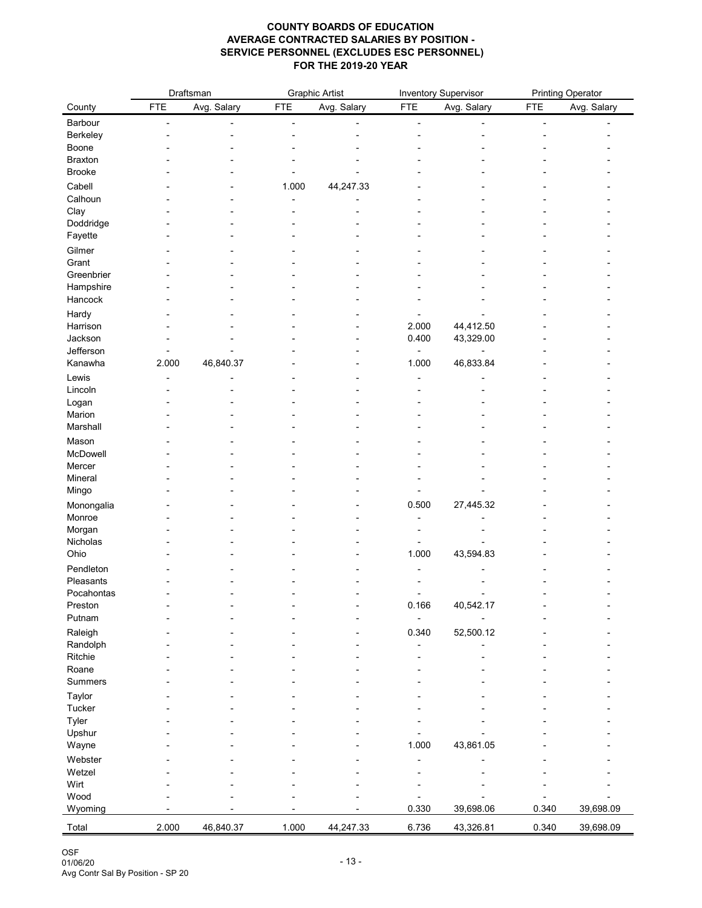# COUNTY BOARDS OF EDUCATION
## AVERAGE CONTRACTED SALARIES BY POSITION - SERVICE PERSONNEL (EXCLUDES ESC PERSONNEL)
## FOR THE 2019-20 YEAR

| | Draftsman | | Graphic Artist | | Inventory Supervisor | | Printing Operator | |
|---|---|---|---|---|---|---|---|---|
| County | FTE | Avg. Salary | FTE | Avg. Salary | FTE | Avg. Salary | FTE | Avg. Salary |
| Barbour | - | - | - | - | - | - | - | - |
| Berkeley | - | - | - | - | - | - | - | - |
| Boone | - | - | - | - | - | - | - | - |
| Braxton | - | - | - | - | - | - | - | - |
| Brooke | - | - | - | - | - | - | - | - |
| Cabell | - | - | 1.000 | 44,247.33 | - | - | - | - |
| Calhoun | - | - | - | - | - | - | - | - |
| Clay | - | - | - | - | - | - | - | - |
| Doddridge | - | - | - | - | - | - | - | - |
| Fayette | - | - | - | - | - | - | - | - |
| Gilmer | - | - | - | - | - | - | - | - |
| Grant | - | - | - | - | - | - | - | - |
| Greenbrier | - | - | - | - | - | - | - | - |
| Hampshire | - | - | - | - | - | - | - | - |
| Hancock | - | - | - | - | - | - | - | - |
| Hardy | - | - | - | - | - | - | - | - |
| Harrison | - | - | - | - | 2.000 | 44,412.50 | - | - |
| Jackson | - | - | - | - | 0.400 | 43,329.00 | - | - |
| Jefferson | - | - | - | - | - | - | - | - |
| Kanawha | 2.000 | 46,840.37 | - | - | 1.000 | 46,833.84 | - | - |
| Lewis | - | - | - | - | - | - | - | - |
| Lincoln | - | - | - | - | - | - | - | - |
| Logan | - | - | - | - | - | - | - | - |
| Marion | - | - | - | - | - | - | - | - |
| Marshall | - | - | - | - | - | - | - | - |
| Mason | - | - | - | - | - | - | - | - |
| McDowell | - | - | - | - | - | - | - | - |
| Mercer | - | - | - | - | - | - | - | - |
| Mineral | - | - | - | - | - | - | - | - |
| Mingo | - | - | - | - | - | - | - | - |
| Monongalia | - | - | - | - | 0.500 | 27,445.32 | - | - |
| Monroe | - | - | - | - | - | - | - | - |
| Morgan | - | - | - | - | - | - | - | - |
| Nicholas | - | - | - | - | - | - | - | - |
| Ohio | - | - | - | - | 1.000 | 43,594.83 | - | - |
| Pendleton | - | - | - | - | - | - | - | - |
| Pleasants | - | - | - | - | - | - | - | - |
| Pocahontas | - | - | - | - | - | - | - | - |
| Preston | - | - | - | - | 0.166 | 40,542.17 | - | - |
| Putnam | - | - | - | - | - | - | - | - |
| Raleigh | - | - | - | - | 0.340 | 52,500.12 | - | - |
| Randolph | - | - | - | - | - | - | - | - |
| Ritchie | - | - | - | - | - | - | - | - |
| Roane | - | - | - | - | - | - | - | - |
| Summers | - | - | - | - | - | - | - | - |
| Taylor | - | - | - | - | - | - | - | - |
| Tucker | - | - | - | - | - | - | - | - |
| Tyler | - | - | - | - | - | - | - | - |
| Upshur | - | - | - | - | - | - | - | - |
| Wayne | - | - | - | - | 1.000 | 43,861.05 | - | - |
| Webster | - | - | - | - | - | - | - | - |
| Wetzel | - | - | - | - | - | - | - | - |
| Wirt | - | - | - | - | - | - | - | - |
| Wood | - | - | - | - | - | - | - | - |
| Wyoming | - | - | - | - | 0.330 | 39,698.06 | 0.340 | 39,698.09 |
| Total | 2.000 | 46,840.37 | 1.000 | 44,247.33 | 6.736 | 43,326.81 | 0.340 | 39,698.09 |

OSF
01/06/20
Avg Contr Sal By Position - SP 20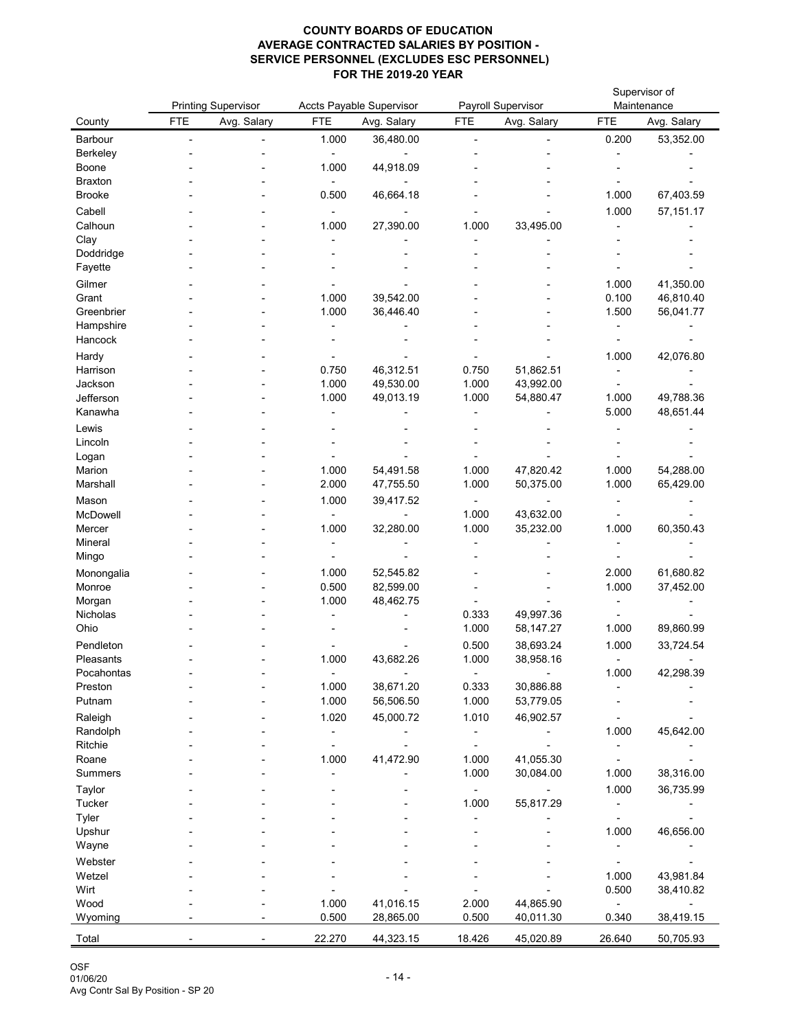**COUNTY BOARDS OF EDUCATION**
**AVERAGE CONTRACTED SALARIES BY POSITION -**
**SERVICE PERSONNEL (EXCLUDES ESC PERSONNEL)**
**FOR THE 2019-20 YEAR**

| | Printing Supervisor | | Accts Payable Supervisor | | Payroll Supervisor | | Supervisor of Maintenance | |
|---|---|---|---|---|---|---|---|---|
| County | FTE | Avg. Salary | FTE | Avg. Salary | FTE | Avg. Salary | FTE | Avg. Salary |
| Barbour | - | - | 1.000 | 36,480.00 | - | - | 0.200 | 53,352.00 |
| Berkeley | - | - | - | - | - | - | - | - |
| Boone | - | - | 1.000 | 44,918.09 | - | - | - | - |
| Braxton | - | - | - | - | - | - | - | - |
| Brooke | - | - | 0.500 | 46,664.18 | - | - | 1.000 | 67,403.59 |
| Cabell | - | - | - | - | - | - | 1.000 | 57,151.17 |
| Calhoun | - | - | 1.000 | 27,390.00 | 1.000 | 33,495.00 | - | - |
| Clay | - | - | - | - | - | - | - | - |
| Doddridge | - | - | - | - | - | - | - | - |
| Fayette | - | - | - | - | - | - | - | - |
| Gilmer | - | - | - | - | - | - | 1.000 | 41,350.00 |
| Grant | - | - | 1.000 | 39,542.00 | - | - | 0.100 | 46,810.40 |
| Greenbrier | - | - | 1.000 | 36,446.40 | - | - | 1.500 | 56,041.77 |
| Hampshire | - | - | - | - | - | - | - | - |
| Hancock | - | - | - | - | - | - | - | - |
| Hardy | - | - | - | - | - | - | 1.000 | 42,076.80 |
| Harrison | - | - | 0.750 | 46,312.51 | 0.750 | 51,862.51 | - | - |
| Jackson | - | - | 1.000 | 49,530.00 | 1.000 | 43,992.00 | - | - |
| Jefferson | - | - | 1.000 | 49,013.19 | 1.000 | 54,880.47 | 1.000 | 49,788.36 |
| Kanawha | - | - | - | - | - | - | 5.000 | 48,651.44 |
| Lewis | - | - | - | - | - | - | - | - |
| Lincoln | - | - | - | - | - | - | - | - |
| Logan | - | - | - | - | - | - | - | - |
| Marion | - | - | 1.000 | 54,491.58 | 1.000 | 47,820.42 | 1.000 | 54,288.00 |
| Marshall | - | - | 2.000 | 47,755.50 | 1.000 | 50,375.00 | 1.000 | 65,429.00 |
| Mason | - | - | 1.000 | 39,417.52 | - | - | - | - |
| McDowell | - | - | - | - | 1.000 | 43,632.00 | - | - |
| Mercer | - | - | 1.000 | 32,280.00 | 1.000 | 35,232.00 | 1.000 | 60,350.43 |
| Mineral | - | - | - | - | - | - | - | - |
| Mingo | - | - | - | - | - | - | - | - |
| Monongalia | - | - | 1.000 | 52,545.82 | - | - | 2.000 | 61,680.82 |
| Monroe | - | - | 0.500 | 82,599.00 | - | - | 1.000 | 37,452.00 |
| Morgan | - | - | 1.000 | 48,462.75 | - | - | - | - |
| Nicholas | - | - | - | - | 0.333 | 49,997.36 | - | - |
| Ohio | - | - | - | - | 1.000 | 58,147.27 | 1.000 | 89,860.99 |
| Pendleton | - | - | - | - | 0.500 | 38,693.24 | 1.000 | 33,724.54 |
| Pleasants | - | - | 1.000 | 43,682.26 | 1.000 | 38,958.16 | - | - |
| Pocahontas | - | - | - | - | - | - | 1.000 | 42,298.39 |
| Preston | - | - | 1.000 | 38,671.20 | 0.333 | 30,886.88 | - | - |
| Putnam | - | - | 1.000 | 56,506.50 | 1.000 | 53,779.05 | - | - |
| Raleigh | - | - | 1.020 | 45,000.72 | 1.010 | 46,902.57 | - | - |
| Randolph | - | - | - | - | - | - | 1.000 | 45,642.00 |
| Ritchie | - | - | - | - | - | - | - | - |
| Roane | - | - | 1.000 | 41,472.90 | 1.000 | 41,055.30 | - | - |
| Summers | - | - | - | - | 1.000 | 30,084.00 | 1.000 | 38,316.00 |
| Taylor | - | - | - | - | - | - | 1.000 | 36,735.99 |
| Tucker | - | - | - | - | 1.000 | 55,817.29 | - | - |
| Tyler | - | - | - | - | - | - | - | - |
| Upshur | - | - | - | - | - | - | 1.000 | 46,656.00 |
| Wayne | - | - | - | - | - | - | - | - |
| Webster | - | - | - | - | - | - | - | - |
| Wetzel | - | - | - | - | - | - | 1.000 | 43,981.84 |
| Wirt | - | - | - | - | - | - | 0.500 | 38,410.82 |
| Wood | - | - | 1.000 | 41,016.15 | 2.000 | 44,865.90 | - | - |
| Wyoming | - | - | 0.500 | 28,865.00 | 0.500 | 40,011.30 | 0.340 | 38,419.15 |
| Total | - | - | 22.270 | 44,323.15 | 18.426 | 45,020.89 | 26.640 | 50,705.93 |

OSF
01/06/20
Avg Contr Sal By Position - SP 20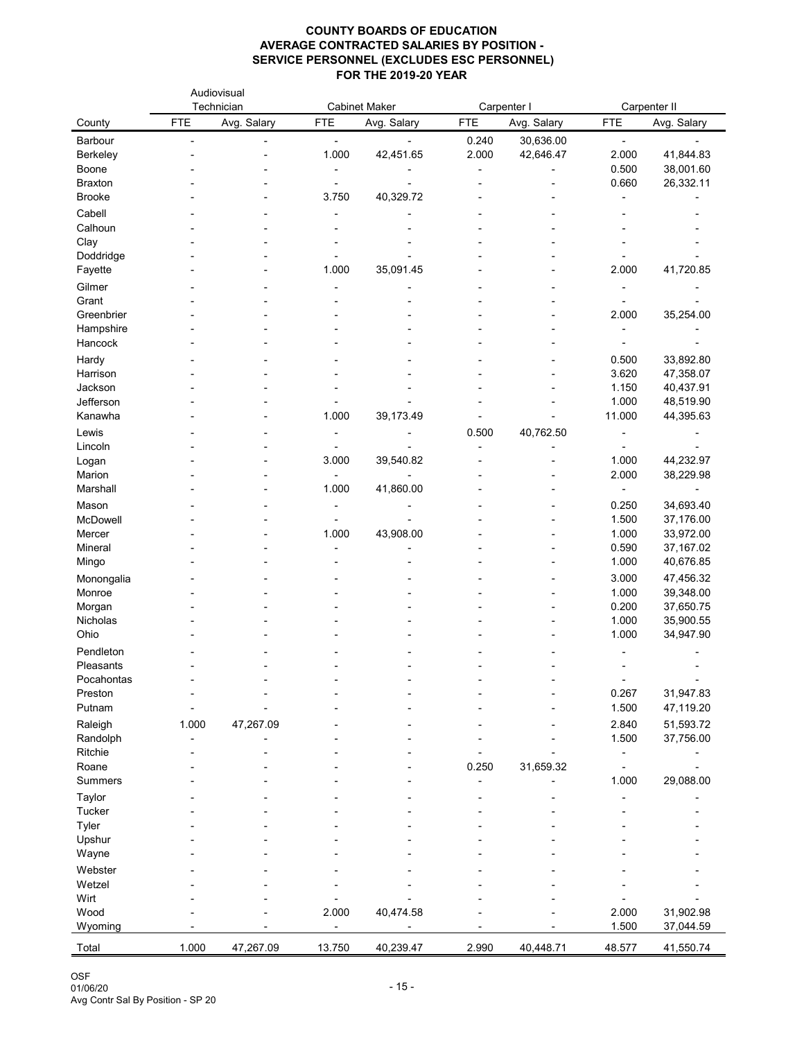# COUNTY BOARDS OF EDUCATION
## AVERAGE CONTRACTED SALARIES BY POSITION - SERVICE PERSONNEL (EXCLUDES ESC PERSONNEL)
## FOR THE 2019-20 YEAR

| County | Audiovisual Technician | | Cabinet Maker | | Carpenter I | | Carpenter II | |
|---|---|---|---|---|---|---|---|---|
| | FTE | Avg. Salary | FTE | Avg. Salary | FTE | Avg. Salary | FTE | Avg. Salary |
| Barbour | - | - | - | - | 0.240 | 30,636.00 | - | - |
| Berkeley | - | - | 1.000 | 42,451.65 | 2.000 | 42,646.47 | 2.000 | 41,844.83 |
| Boone | - | - | - | - | - | - | 0.500 | 38,001.60 |
| Braxton | - | - | - | - | - | - | 0.660 | 26,332.11 |
| Brooke | - | - | 3.750 | 40,329.72 | - | - | - | - |
| Cabell | - | - | - | - | - | - | - | - |
| Calhoun | - | - | - | - | - | - | - | - |
| Clay | - | - | - | - | - | - | - | - |
| Doddridge | - | - | - | - | - | - | - | - |
| Fayette | - | - | 1.000 | 35,091.45 | - | - | 2.000 | 41,720.85 |
| Gilmer | - | - | - | - | - | - | - | - |
| Grant | - | - | - | - | - | - | - | - |
| Greenbrier | - | - | - | - | - | - | 2.000 | 35,254.00 |
| Hampshire | - | - | - | - | - | - | - | - |
| Hancock | - | - | - | - | - | - | - | - |
| Hardy | - | - | - | - | - | - | 0.500 | 33,892.80 |
| Harrison | - | - | - | - | - | - | 3.620 | 47,358.07 |
| Jackson | - | - | - | - | - | - | 1.150 | 40,437.91 |
| Jefferson | - | - | - | - | - | - | 1.000 | 48,519.90 |
| Kanawha | - | - | 1.000 | 39,173.49 | - | - | 11.000 | 44,395.63 |
| Lewis | - | - | - | - | 0.500 | 40,762.50 | - | - |
| Lincoln | - | - | - | - | - | - | - | - |
| Logan | - | - | 3.000 | 39,540.82 | - | - | 1.000 | 44,232.97 |
| Marion | - | - | - | - | - | - | 2.000 | 38,229.98 |
| Marshall | - | - | 1.000 | 41,860.00 | - | - | - | - |
| Mason | - | - | - | - | - | - | 0.250 | 34,693.40 |
| McDowell | - | - | - | - | - | - | 1.500 | 37,176.00 |
| Mercer | - | - | 1.000 | 43,908.00 | - | - | 1.000 | 33,972.00 |
| Mineral | - | - | - | - | - | - | 0.590 | 37,167.02 |
| Mingo | - | - | - | - | - | - | 1.000 | 40,676.85 |
| Monongalia | - | - | - | - | - | - | 3.000 | 47,456.32 |
| Monroe | - | - | - | - | - | - | 1.000 | 39,348.00 |
| Morgan | - | - | - | - | - | - | 0.200 | 37,650.75 |
| Nicholas | - | - | - | - | - | - | 1.000 | 35,900.55 |
| Ohio | - | - | - | - | - | - | 1.000 | 34,947.90 |
| Pendleton | - | - | - | - | - | - | - | - |
| Pleasants | - | - | - | - | - | - | - | - |
| Pocahontas | - | - | - | - | - | - | - | - |
| Preston | - | - | - | - | - | - | 0.267 | 31,947.83 |
| Putnam | - | - | - | - | - | - | 1.500 | 47,119.20 |
| Raleigh | 1.000 | 47,267.09 | - | - | - | - | 2.840 | 51,593.72 |
| Randolph | - | - | - | - | - | - | 1.500 | 37,756.00 |
| Ritchie | - | - | - | - | - | - | - | - |
| Roane | - | - | - | - | 0.250 | 31,659.32 | - | - |
| Summers | - | - | - | - | - | - | 1.000 | 29,088.00 |
| Taylor | - | - | - | - | - | - | - | - |
| Tucker | - | - | - | - | - | - | - | - |
| Tyler | - | - | - | - | - | - | - | - |
| Upshur | - | - | - | - | - | - | - | - |
| Wayne | - | - | - | - | - | - | - | - |
| Webster | - | - | - | - | - | - | - | - |
| Wetzel | - | - | - | - | - | - | - | - |
| Wirt | - | - | - | - | - | - | - | - |
| Wood | - | - | 2.000 | 40,474.58 | - | - | 2.000 | 31,902.98 |
| Wyoming | - | - | - | - | - | - | 1.500 | 37,044.59 |
| Total | 1.000 | 47,267.09 | 13.750 | 40,239.47 | 2.990 | 40,448.71 | 48.577 | 41,550.74 |

OSF
01/06/20
Avg Contr Sal By Position - SP 20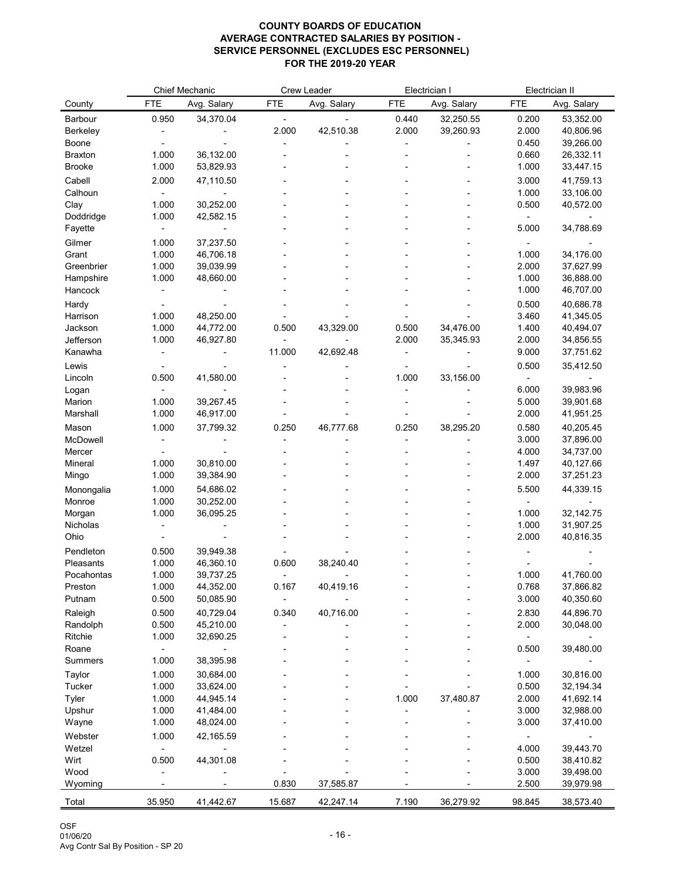**COUNTY BOARDS OF EDUCATION**
**AVERAGE CONTRACTED SALARIES BY POSITION -**
**SERVICE PERSONNEL (EXCLUDES ESC PERSONNEL)**
**FOR THE 2019-20 YEAR**

| | Chief Mechanic | | Crew Leader | | Electrician I | | Electrician II | |
|---|---|---|---|---|---|---|---|---|
| County | FTE | Avg. Salary | FTE | Avg. Salary | FTE | Avg. Salary | FTE | Avg. Salary |
| Barbour | 0.950 | 34,370.04 | - | - | 0.440 | 32,250.55 | 0.200 | 53,352.00 |
| Berkeley | - | - | 2.000 | 42,510.38 | 2.000 | 39,260.93 | 2.000 | 40,806.96 |
| Boone | - | - | - | - | - | - | 0.450 | 39,266.00 |
| Braxton | 1.000 | 36,132.00 | - | - | - | - | 0.660 | 26,332.11 |
| Brooke | 1.000 | 53,829.93 | - | - | - | - | 1.000 | 33,447.15 |
| Cabell | 2.000 | 47,110.50 | - | - | - | - | 3.000 | 41,759.13 |
| Calhoun | - | - | - | - | - | - | 1.000 | 33,106.00 |
| Clay | 1.000 | 30,252.00 | - | - | - | - | 0.500 | 40,572.00 |
| Doddridge | 1.000 | 42,582.15 | - | - | - | - | - | - |
| Fayette | - | - | - | - | - | - | 5.000 | 34,788.69 |
| Gilmer | 1.000 | 37,237.50 | - | - | - | - | - | - |
| Grant | 1.000 | 46,706.18 | - | - | - | - | 1.000 | 34,176.00 |
| Greenbrier | 1.000 | 39,039.99 | - | - | - | - | 2.000 | 37,627.99 |
| Hampshire | 1.000 | 48,660.00 | - | - | - | - | 1.000 | 36,888.00 |
| Hancock | - | - | - | - | - | - | 1.000 | 46,707.00 |
| Hardy | - | - | - | - | - | - | 0.500 | 40,686.78 |
| Harrison | 1.000 | 48,250.00 | - | - | - | - | 3.460 | 41,345.05 |
| Jackson | 1.000 | 44,772.00 | 0.500 | 43,329.00 | 0.500 | 34,476.00 | 1.400 | 40,494.07 |
| Jefferson | 1.000 | 46,927.80 | - | - | 2.000 | 35,345.93 | 2.000 | 34,856.55 |
| Kanawha | - | - | 11.000 | 42,692.48 | - | - | 9.000 | 37,751.62 |
| Lewis | - | - | - | - | - | - | 0.500 | 35,412.50 |
| Lincoln | 0.500 | 41,580.00 | - | - | 1.000 | 33,156.00 | - | - |
| Logan | - | - | - | - | - | - | 6.000 | 39,983.96 |
| Marion | 1.000 | 39,267.45 | - | - | - | - | 5.000 | 39,901.68 |
| Marshall | 1.000 | 46,917.00 | - | - | - | - | 2.000 | 41,951.25 |
| Mason | 1.000 | 37,799.32 | 0.250 | 46,777.68 | 0.250 | 38,295.20 | 0.580 | 40,205.45 |
| McDowell | - | - | - | - | - | - | 3.000 | 37,896.00 |
| Mercer | - | - | - | - | - | - | 4.000 | 34,737.00 |
| Mineral | 1.000 | 30,810.00 | - | - | - | - | 1.497 | 40,127.66 |
| Mingo | 1.000 | 39,384.90 | - | - | - | - | 2.000 | 37,251.23 |
| Monongalia | 1.000 | 54,686.02 | - | - | - | - | 5.500 | 44,339.15 |
| Monroe | 1.000 | 30,252.00 | - | - | - | - | - | - |
| Morgan | 1.000 | 36,095.25 | - | - | - | - | 1.000 | 32,142.75 |
| Nicholas | - | - | - | - | - | - | 1.000 | 31,907.25 |
| Ohio | - | - | - | - | - | - | 2.000 | 40,816.35 |
| Pendleton | 0.500 | 39,949.38 | - | - | - | - | - | - |
| Pleasants | 1.000 | 46,360.10 | 0.600 | 38,240.40 | - | - | - | - |
| Pocahontas | 1.000 | 39,737.25 | - | - | - | - | 1.000 | 41,760.00 |
| Preston | 1.000 | 44,352.00 | 0.167 | 40,419.16 | - | - | 0.768 | 37,866.82 |
| Putnam | 0.500 | 50,085.90 | - | - | - | - | 3.000 | 40,350.60 |
| Raleigh | 0.500 | 40,729.04 | 0.340 | 40,716.00 | - | - | 2.830 | 44,896.70 |
| Randolph | 0.500 | 45,210.00 | - | - | - | - | 2.000 | 30,048.00 |
| Ritchie | 1.000 | 32,690.25 | - | - | - | - | - | - |
| Roane | - | - | - | - | - | - | 0.500 | 39,480.00 |
| Summers | 1.000 | 38,395.98 | - | - | - | - | - | - |
| Taylor | 1.000 | 30,684.00 | - | - | - | - | 1.000 | 30,816.00 |
| Tucker | 1.000 | 33,624.00 | - | - | - | - | 0.500 | 32,194.34 |
| Tyler | 1.000 | 44,945.14 | - | - | 1.000 | 37,480.87 | 2.000 | 41,692.14 |
| Upshur | 1.000 | 41,484.00 | - | - | - | - | 3.000 | 32,988.00 |
| Wayne | 1.000 | 48,024.00 | - | - | - | - | 3.000 | 37,410.00 |
| Webster | 1.000 | 42,165.59 | - | - | - | - | - | - |
| Wetzel | - | - | - | - | - | - | 4.000 | 39,443.70 |
| Wirt | 0.500 | 44,301.08 | - | - | - | - | 0.500 | 38,410.82 |
| Wood | - | - | - | - | - | - | 3.000 | 39,498.00 |
| Wyoming | - | - | 0.830 | 37,585.87 | - | - | 2.500 | 39,979.98 |
| Total | 35.950 | 41,442.67 | 15.687 | 42,247.14 | 7.190 | 36,279.92 | 98.845 | 38,573.40 |

OSF
01/06/20
Avg Contr Sal By Position - SP 20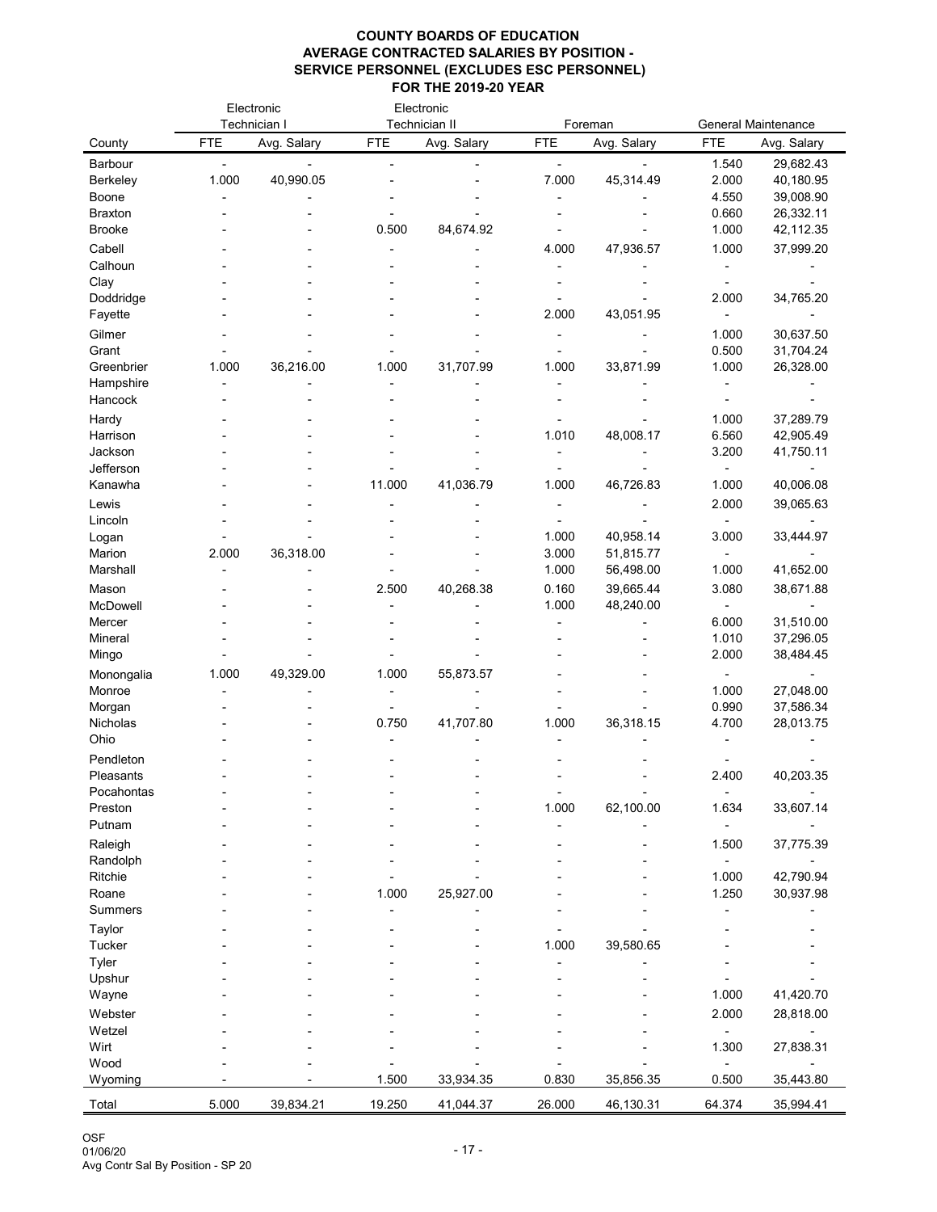# COUNTY BOARDS OF EDUCATION
## AVERAGE CONTRACTED SALARIES BY POSITION - SERVICE PERSONNEL (EXCLUDES ESC PERSONNEL)
## FOR THE 2019-20 YEAR

| County | Electronic Technician I | | Electronic Technician II | | Foreman | | General Maintenance | |
|---|---|---|---|---|---|---|---|---|
| | FTE | Avg. Salary | FTE | Avg. Salary | FTE | Avg. Salary | FTE | Avg. Salary |
| Barbour | - | - | - | - | - | - | 1.540 | 29,682.43 |
| Berkeley | 1.000 | 40,990.05 | - | - | 7.000 | 45,314.49 | 2.000 | 40,180.95 |
| Boone | - | - | - | - | - | - | 4.550 | 39,008.90 |
| Braxton | - | - | - | - | - | - | 0.660 | 26,332.11 |
| Brooke | - | - | 0.500 | 84,674.92 | - | - | 1.000 | 42,112.35 |
| Cabell | - | - | - | - | 4.000 | 47,936.57 | 1.000 | 37,999.20 |
| Calhoun | - | - | - | - | - | - | - | - |
| Clay | - | - | - | - | - | - | - | - |
| Doddridge | - | - | - | - | - | - | 2.000 | 34,765.20 |
| Fayette | - | - | - | - | 2.000 | 43,051.95 | - | - |
| Gilmer | - | - | - | - | - | - | 1.000 | 30,637.50 |
| Grant | - | - | - | - | - | - | 0.500 | 31,704.24 |
| Greenbrier | 1.000 | 36,216.00 | 1.000 | 31,707.99 | 1.000 | 33,871.99 | 1.000 | 26,328.00 |
| Hampshire | - | - | - | - | - | - | - | - |
| Hancock | - | - | - | - | - | - | - | - |
| Hardy | - | - | - | - | - | - | 1.000 | 37,289.79 |
| Harrison | - | - | - | - | 1.010 | 48,008.17 | 6.560 | 42,905.49 |
| Jackson | - | - | - | - | - | - | 3.200 | 41,750.11 |
| Jefferson | - | - | - | - | - | - | - | - |
| Kanawha | - | - | 11.000 | 41,036.79 | 1.000 | 46,726.83 | 1.000 | 40,006.08 |
| Lewis | - | - | - | - | - | - | 2.000 | 39,065.63 |
| Lincoln | - | - | - | - | - | - | - | - |
| Logan | - | - | - | - | 1.000 | 40,958.14 | 3.000 | 33,444.97 |
| Marion | 2.000 | 36,318.00 | - | - | 3.000 | 51,815.77 | - | - |
| Marshall | - | - | - | - | 1.000 | 56,498.00 | 1.000 | 41,652.00 |
| Mason | - | - | 2.500 | 40,268.38 | 0.160 | 39,665.44 | 3.080 | 38,671.88 |
| McDowell | - | - | - | - | 1.000 | 48,240.00 | - | - |
| Mercer | - | - | - | - | - | - | 6.000 | 31,510.00 |
| Mineral | - | - | - | - | - | - | 1.010 | 37,296.05 |
| Mingo | - | - | - | - | - | - | 2.000 | 38,484.45 |
| Monongalia | 1.000 | 49,329.00 | 1.000 | 55,873.57 | - | - | - | - |
| Monroe | - | - | - | - | - | - | 1.000 | 27,048.00 |
| Morgan | - | - | - | - | - | - | 0.990 | 37,586.34 |
| Nicholas | - | - | 0.750 | 41,707.80 | 1.000 | 36,318.15 | 4.700 | 28,013.75 |
| Ohio | - | - | - | - | - | - | - | - |
| Pendleton | - | - | - | - | - | - | - | - |
| Pleasants | - | - | - | - | - | - | 2.400 | 40,203.35 |
| Pocahontas | - | - | - | - | - | - | - | - |
| Preston | - | - | - | - | 1.000 | 62,100.00 | 1.634 | 33,607.14 |
| Putnam | - | - | - | - | - | - | - | - |
| Raleigh | - | - | - | - | - | - | 1.500 | 37,775.39 |
| Randolph | - | - | - | - | - | - | - | - |
| Ritchie | - | - | - | - | - | - | 1.000 | 42,790.94 |
| Roane | - | - | 1.000 | 25,927.00 | - | - | 1.250 | 30,937.98 |
| Summers | - | - | - | - | - | - | - | - |
| Taylor | - | - | - | - | - | - | - | - |
| Tucker | - | - | - | - | 1.000 | 39,580.65 | - | - |
| Tyler | - | - | - | - | - | - | - | - |
| Upshur | - | - | - | - | - | - | - | - |
| Wayne | - | - | - | - | - | - | 1.000 | 41,420.70 |
| Webster | - | - | - | - | - | - | 2.000 | 28,818.00 |
| Wetzel | - | - | - | - | - | - | - | - |
| Wirt | - | - | - | - | - | - | 1.300 | 27,838.31 |
| Wood | - | - | - | - | - | - | - | - |
| Wyoming | - | - | 1.500 | 33,934.35 | 0.830 | 35,856.35 | 0.500 | 35,443.80 |
| Total | 5.000 | 39,834.21 | 19.250 | 41,044.37 | 26.000 | 46,130.31 | 64.374 | 35,994.41 |

OSF
01/06/20
Avg Contr Sal By Position - SP 20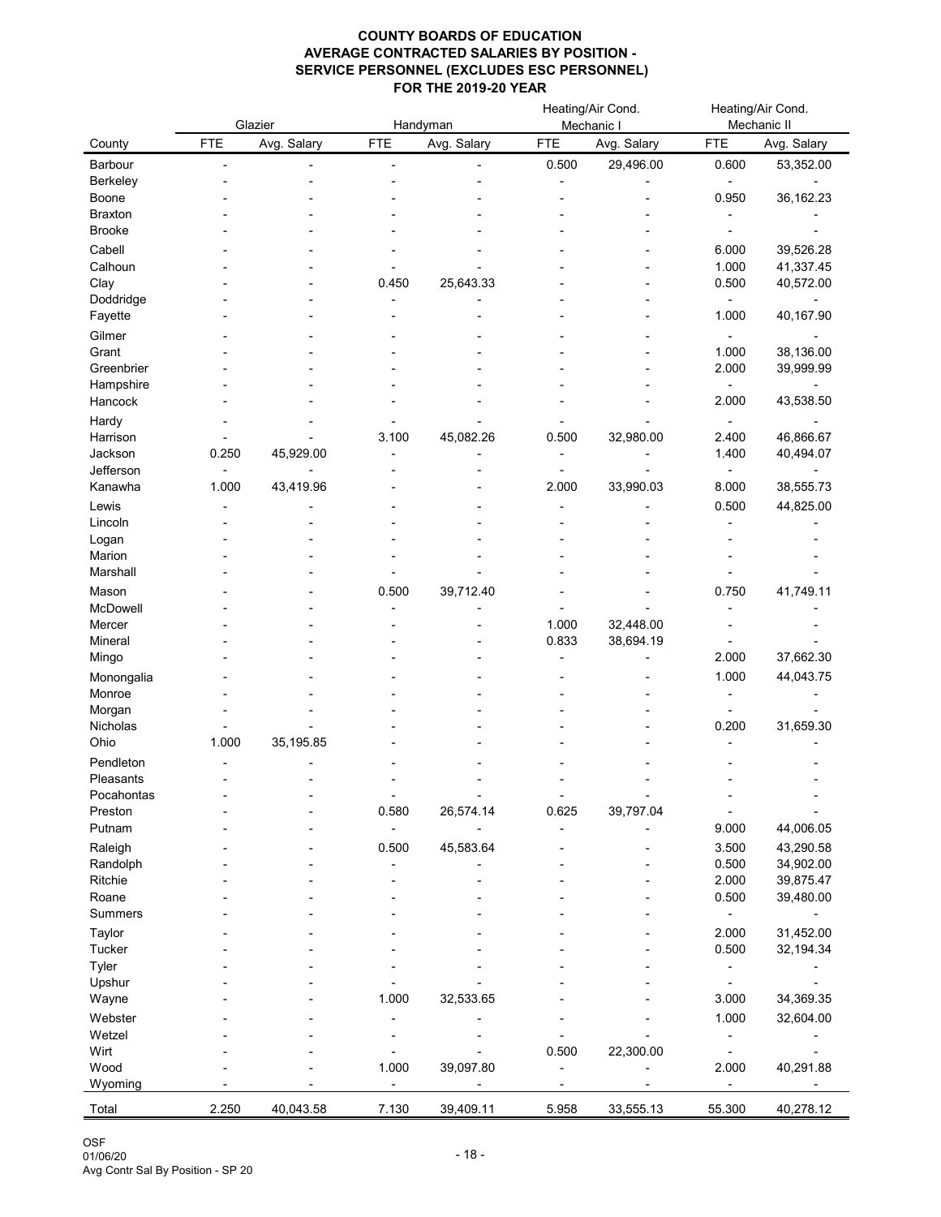# COUNTY BOARDS OF EDUCATION
## AVERAGE CONTRACTED SALARIES BY POSITION - SERVICE PERSONNEL (EXCLUDES ESC PERSONNEL)
## FOR THE 2019-20 YEAR

| | Glazier | | Handyman | | Heating/Air Cond. Mechanic I | | Heating/Air Cond. Mechanic II | |
|---|---|---|---|---|---|---|---|---|
| County | FTE | Avg. Salary | FTE | Avg. Salary | FTE | Avg. Salary | FTE | Avg. Salary |
| Barbour | - | - | - | - | 0.500 | 29,496.00 | 0.600 | 53,352.00 |
| Berkeley | - | - | - | - | - | - | - | - |
| Boone | - | - | - | - | - | - | 0.950 | 36,162.23 |
| Braxton | - | - | - | - | - | - | - | - |
| Brooke | - | - | - | - | - | - | - | - |
| Cabell | - | - | - | - | - | - | 6.000 | 39,526.28 |
| Calhoun | - | - | - | - | - | - | 1.000 | 41,337.45 |
| Clay | - | - | 0.450 | 25,643.33 | - | - | 0.500 | 40,572.00 |
| Doddridge | - | - | - | - | - | - | - | - |
| Fayette | - | - | - | - | - | - | 1.000 | 40,167.90 |
| Gilmer | - | - | - | - | - | - | - | - |
| Grant | - | - | - | - | - | - | 1.000 | 38,136.00 |
| Greenbrier | - | - | - | - | - | - | 2.000 | 39,999.99 |
| Hampshire | - | - | - | - | - | - | - | - |
| Hancock | - | - | - | - | - | - | 2.000 | 43,538.50 |
| Hardy | - | - | - | - | - | - | - | - |
| Harrison | - | - | 3.100 | 45,082.26 | 0.500 | 32,980.00 | 2.400 | 46,866.67 |
| Jackson | 0.250 | 45,929.00 | - | - | - | - | 1.400 | 40,494.07 |
| Jefferson | - | - | - | - | - | - | - | - |
| Kanawha | 1.000 | 43,419.96 | - | - | 2.000 | 33,990.03 | 8.000 | 38,555.73 |
| Lewis | - | - | - | - | - | - | 0.500 | 44,825.00 |
| Lincoln | - | - | - | - | - | - | - | - |
| Logan | - | - | - | - | - | - | - | - |
| Marion | - | - | - | - | - | - | - | - |
| Marshall | - | - | - | - | - | - | - | - |
| Mason | - | - | 0.500 | 39,712.40 | - | - | 0.750 | 41,749.11 |
| McDowell | - | - | - | - | - | - | - | - |
| Mercer | - | - | - | - | 1.000 | 32,448.00 | - | - |
| Mineral | - | - | - | - | 0.833 | 38,694.19 | - | - |
| Mingo | - | - | - | - | - | - | 2.000 | 37,662.30 |
| Monongalia | - | - | - | - | - | - | 1.000 | 44,043.75 |
| Monroe | - | - | - | - | - | - | - | - |
| Morgan | - | - | - | - | - | - | - | - |
| Nicholas | - | - | - | - | - | - | 0.200 | 31,659.30 |
| Ohio | 1.000 | 35,195.85 | - | - | - | - | - | - |
| Pendleton | - | - | - | - | - | - | - | - |
| Pleasants | - | - | - | - | - | - | - | - |
| Pocahontas | - | - | - | - | - | - | - | - |
| Preston | - | - | 0.580 | 26,574.14 | 0.625 | 39,797.04 | - | - |
| Putnam | - | - | - | - | - | - | 9.000 | 44,006.05 |
| Raleigh | - | - | 0.500 | 45,583.64 | - | - | 3.500 | 43,290.58 |
| Randolph | - | - | - | - | - | - | 0.500 | 34,902.00 |
| Ritchie | - | - | - | - | - | - | 2.000 | 39,875.47 |
| Roane | - | - | - | - | - | - | 0.500 | 39,480.00 |
| Summers | - | - | - | - | - | - | - | - |
| Taylor | - | - | - | - | - | - | 2.000 | 31,452.00 |
| Tucker | - | - | - | - | - | - | 0.500 | 32,194.34 |
| Tyler | - | - | - | - | - | - | - | - |
| Upshur | - | - | - | - | - | - | - | - |
| Wayne | - | - | 1.000 | 32,533.65 | - | - | 3.000 | 34,369.35 |
| Webster | - | - | - | - | - | - | 1.000 | 32,604.00 |
| Wetzel | - | - | - | - | - | - | - | - |
| Wirt | - | - | - | - | 0.500 | 22,300.00 | - | - |
| Wood | - | - | 1.000 | 39,097.80 | - | - | 2.000 | 40,291.88 |
| Wyoming | - | - | - | - | - | - | - | - |
| Total | 2.250 | 40,043.58 | 7.130 | 39,409.11 | 5.958 | 33,555.13 | 55.300 | 40,278.12 |

OSF
01/06/20
Avg Contr Sal By Position - SP 20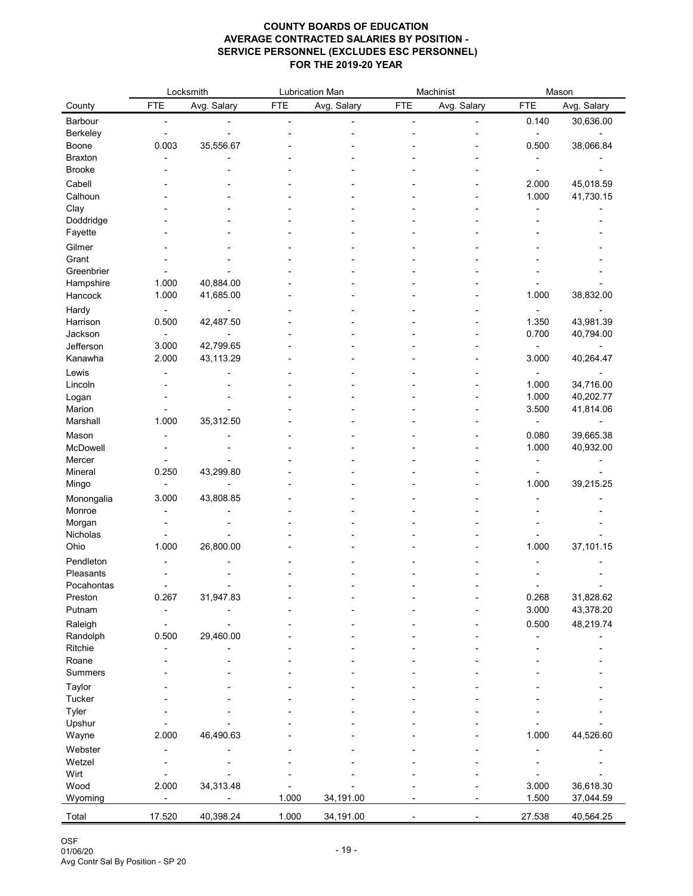# COUNTY BOARDS OF EDUCATION
## AVERAGE CONTRACTED SALARIES BY POSITION - SERVICE PERSONNEL (EXCLUDES ESC PERSONNEL)
## FOR THE 2019-20 YEAR

| | Locksmith | | Lubrication Man | | Machinist | | Mason | |
|---|---|---|---|---|---|---|---|---|
| County | FTE | Avg. Salary | FTE | Avg. Salary | FTE | Avg. Salary | FTE | Avg. Salary |
| Barbour | - | - | - | - | - | - | 0.140 | 30,636.00 |
| Berkeley | - | - | - | - | - | - | - | - |
| Boone | 0.003 | 35,556.67 | - | - | - | - | 0.500 | 38,066.84 |
| Braxton | - | - | - | - | - | - | - | - |
| Brooke | - | - | - | - | - | - | - | - |
| Cabell | - | - | - | - | - | - | 2.000 | 45,018.59 |
| Calhoun | - | - | - | - | - | - | 1.000 | 41,730.15 |
| Clay | - | - | - | - | - | - | - | - |
| Doddridge | - | - | - | - | - | - | - | - |
| Fayette | - | - | - | - | - | - | - | - |
| Gilmer | - | - | - | - | - | - | - | - |
| Grant | - | - | - | - | - | - | - | - |
| Greenbrier | - | - | - | - | - | - | - | - |
| Hampshire | 1.000 | 40,884.00 | - | - | - | - | - | - |
| Hancock | 1.000 | 41,685.00 | - | - | - | - | 1.000 | 38,832.00 |
| Hardy | - | - | - | - | - | - | - | - |
| Harrison | 0.500 | 42,487.50 | - | - | - | - | 1.350 | 43,981.39 |
| Jackson | - | - | - | - | - | - | 0.700 | 40,794.00 |
| Jefferson | 3.000 | 42,799.65 | - | - | - | - | - | - |
| Kanawha | 2.000 | 43,113.29 | - | - | - | - | 3.000 | 40,264.47 |
| Lewis | - | - | - | - | - | - | - | - |
| Lincoln | - | - | - | - | - | - | 1.000 | 34,716.00 |
| Logan | - | - | - | - | - | - | 1.000 | 40,202.77 |
| Marion | - | - | - | - | - | - | 3.500 | 41,814.06 |
| Marshall | 1.000 | 35,312.50 | - | - | - | - | - | - |
| Mason | - | - | - | - | - | - | 0.080 | 39,665.38 |
| McDowell | - | - | - | - | - | - | 1.000 | 40,932.00 |
| Mercer | - | - | - | - | - | - | - | - |
| Mineral | 0.250 | 43,299.80 | - | - | - | - | - | - |
| Mingo | - | - | - | - | - | - | 1.000 | 39,215.25 |
| Monongalia | 3.000 | 43,808.85 | - | - | - | - | - | - |
| Monroe | - | - | - | - | - | - | - | - |
| Morgan | - | - | - | - | - | - | - | - |
| Nicholas | - | - | - | - | - | - | - | - |
| Ohio | 1.000 | 26,800.00 | - | - | - | - | 1.000 | 37,101.15 |
| Pendleton | - | - | - | - | - | - | - | - |
| Pleasants | - | - | - | - | - | - | - | - |
| Pocahontas | - | - | - | - | - | - | - | - |
| Preston | 0.267 | 31,947.83 | - | - | - | - | 0.268 | 31,828.62 |
| Putnam | - | - | - | - | - | - | 3.000 | 43,378.20 |
| Raleigh | - | - | - | - | - | - | 0.500 | 48,219.74 |
| Randolph | 0.500 | 29,460.00 | - | - | - | - | - | - |
| Ritchie | - | - | - | - | - | - | - | - |
| Roane | - | - | - | - | - | - | - | - |
| Summers | - | - | - | - | - | - | - | - |
| Taylor | - | - | - | - | - | - | - | - |
| Tucker | - | - | - | - | - | - | - | - |
| Tyler | - | - | - | - | - | - | - | - |
| Upshur | - | - | - | - | - | - | - | - |
| Wayne | 2.000 | 46,490.63 | - | - | - | - | 1.000 | 44,526.60 |
| Webster | - | - | - | - | - | - | - | - |
| Wetzel | - | - | - | - | - | - | - | - |
| Wirt | - | - | - | - | - | - | - | - |
| Wood | 2.000 | 34,313.48 | - | - | - | - | 3.000 | 36,618.30 |
| Wyoming | - | - | 1.000 | 34,191.00 | - | - | 1.500 | 37,044.59 |
| Total | 17.520 | 40,398.24 | 1.000 | 34,191.00 | - | - | 27.538 | 40,564.25 |

OSF
01/06/20
Avg Contr Sal By Position - SP 20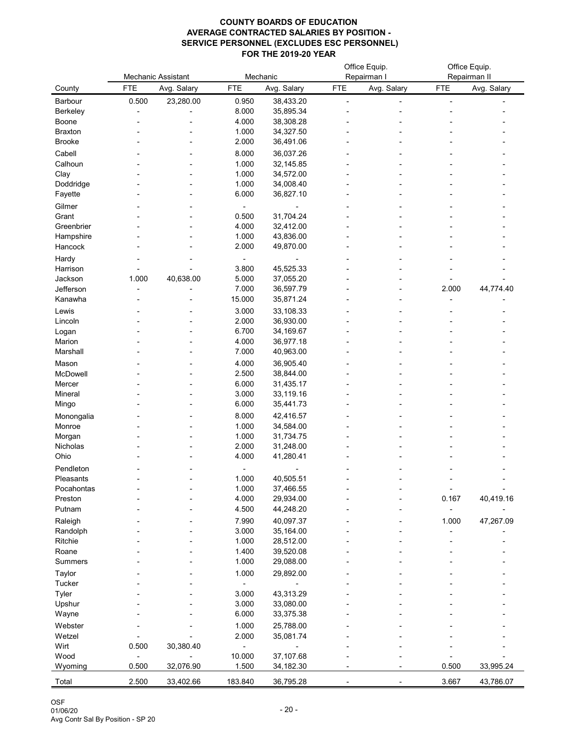# COUNTY BOARDS OF EDUCATION
## AVERAGE CONTRACTED SALARIES BY POSITION - SERVICE PERSONNEL (EXCLUDES ESC PERSONNEL)
## FOR THE 2019-20 YEAR

| | Mechanic Assistant | | Mechanic | | Office Equip. Repairman I | | Office Equip. Repairman II | |
|---|---|---|---|---|---|---|---|---|
| County | FTE | Avg. Salary | FTE | Avg. Salary | FTE | Avg. Salary | FTE | Avg. Salary |
| Barbour | 0.500 | 23,280.00 | 0.950 | 38,433.20 | - | - | - | - |
| Berkeley | - | - | 8.000 | 35,895.34 | - | - | - | - |
| Boone | - | - | 4.000 | 38,308.28 | - | - | - | - |
| Braxton | - | - | 1.000 | 34,327.50 | - | - | - | - |
| Brooke | - | - | 2.000 | 36,491.06 | - | - | - | - |
| Cabell | - | - | 8.000 | 36,037.26 | - | - | - | - |
| Calhoun | - | - | 1.000 | 32,145.85 | - | - | - | - |
| Clay | - | - | 1.000 | 34,572.00 | - | - | - | - |
| Doddridge | - | - | 1.000 | 34,008.40 | - | - | - | - |
| Fayette | - | - | 6.000 | 36,827.10 | - | - | - | - |
| Gilmer | - | - | - | - | - | - | - | - |
| Grant | - | - | 0.500 | 31,704.24 | - | - | - | - |
| Greenbrier | - | - | 4.000 | 32,412.00 | - | - | - | - |
| Hampshire | - | - | 1.000 | 43,836.00 | - | - | - | - |
| Hancock | - | - | 2.000 | 49,870.00 | - | - | - | - |
| Hardy | - | - | - | - | - | - | - | - |
| Harrison | - | - | 3.800 | 45,525.33 | - | - | - | - |
| Jackson | 1.000 | 40,638.00 | 5.000 | 37,055.20 | - | - | - | - |
| Jefferson | - | - | 7.000 | 36,597.79 | - | - | 2.000 | 44,774.40 |
| Kanawha | - | - | 15.000 | 35,871.24 | - | - | - | - |
| Lewis | - | - | 3.000 | 33,108.33 | - | - | - | - |
| Lincoln | - | - | 2.000 | 36,930.00 | - | - | - | - |
| Logan | - | - | 6.700 | 34,169.67 | - | - | - | - |
| Marion | - | - | 4.000 | 36,977.18 | - | - | - | - |
| Marshall | - | - | 7.000 | 40,963.00 | - | - | - | - |
| Mason | - | - | 4.000 | 36,905.40 | - | - | - | - |
| McDowell | - | - | 2.500 | 38,844.00 | - | - | - | - |
| Mercer | - | - | 6.000 | 31,435.17 | - | - | - | - |
| Mineral | - | - | 3.000 | 33,119.16 | - | - | - | - |
| Mingo | - | - | 6.000 | 35,441.73 | - | - | - | - |
| Monongalia | - | - | 8.000 | 42,416.57 | - | - | - | - |
| Monroe | - | - | 1.000 | 34,584.00 | - | - | - | - |
| Morgan | - | - | 1.000 | 31,734.75 | - | - | - | - |
| Nicholas | - | - | 2.000 | 31,248.00 | - | - | - | - |
| Ohio | - | - | 4.000 | 41,280.41 | - | - | - | - |
| Pendleton | - | - | - | - | - | - | - | - |
| Pleasants | - | - | 1.000 | 40,505.51 | - | - | - | - |
| Pocahontas | - | - | 1.000 | 37,466.55 | - | - | - | - |
| Preston | - | - | 4.000 | 29,934.00 | - | - | 0.167 | 40,419.16 |
| Putnam | - | - | 4.500 | 44,248.20 | - | - | - | - |
| Raleigh | - | - | 7.990 | 40,097.37 | - | - | 1.000 | 47,267.09 |
| Randolph | - | - | 3.000 | 35,164.00 | - | - | - | - |
| Ritchie | - | - | 1.000 | 28,512.00 | - | - | - | - |
| Roane | - | - | 1.400 | 39,520.08 | - | - | - | - |
| Summers | - | - | 1.000 | 29,088.00 | - | - | - | - |
| Taylor | - | - | 1.000 | 29,892.00 | - | - | - | - |
| Tucker | - | - | - | - | - | - | - | - |
| Tyler | - | - | 3.000 | 43,313.29 | - | - | - | - |
| Upshur | - | - | 3.000 | 33,080.00 | - | - | - | - |
| Wayne | - | - | 6.000 | 33,375.38 | - | - | - | - |
| Webster | - | - | 1.000 | 25,788.00 | - | - | - | - |
| Wetzel | - | - | 2.000 | 35,081.74 | - | - | - | - |
| Wirt | 0.500 | 30,380.40 | - | - | - | - | - | - |
| Wood | - | - | 10.000 | 37,107.68 | - | - | - | - |
| Wyoming | 0.500 | 32,076.90 | 1.500 | 34,182.30 | - | - | 0.500 | 33,995.24 |
| Total | 2.500 | 33,402.66 | 183.840 | 36,795.28 | - | - | 3.667 | 43,786.07 |

OSF
01/06/20
Avg Contr Sal By Position - SP 20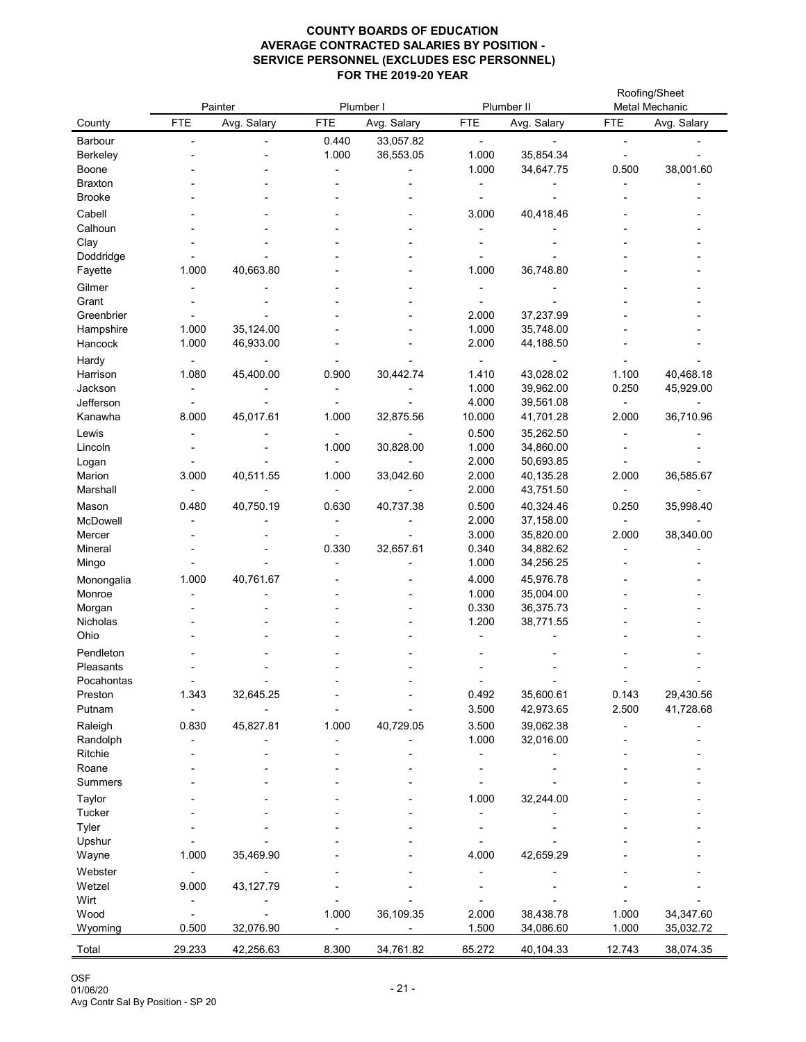# COUNTY BOARDS OF EDUCATION
## AVERAGE CONTRACTED SALARIES BY POSITION - SERVICE PERSONNEL (EXCLUDES ESC PERSONNEL)
## FOR THE 2019-20 YEAR

| | Painter | | Plumber I | | Plumber II | | Roofing/Sheet Metal Mechanic | |
|---|---|---|---|---|---|---|---|---|
| County | FTE | Avg. Salary | FTE | Avg. Salary | FTE | Avg. Salary | FTE | Avg. Salary |
| Barbour | - | - | 0.440 | 33,057.82 | - | - | - | - |
| Berkeley | - | - | 1.000 | 36,553.05 | 1.000 | 35,854.34 | - | - |
| Boone | - | - | - | - | 1.000 | 34,647.75 | 0.500 | 38,001.60 |
| Braxton | - | - | - | - | - | - | - | - |
| Brooke | - | - | - | - | - | - | - | - |
| Cabell | - | - | - | - | 3.000 | 40,418.46 | - | - |
| Calhoun | - | - | - | - | - | - | - | - |
| Clay | - | - | - | - | - | - | - | - |
| Doddridge | - | - | - | - | - | - | - | - |
| Fayette | 1.000 | 40,663.80 | - | - | 1.000 | 36,748.80 | - | - |
| Gilmer | - | - | - | - | - | - | - | - |
| Grant | - | - | - | - | - | - | - | - |
| Greenbrier | - | - | - | - | 2.000 | 37,237.99 | - | - |
| Hampshire | 1.000 | 35,124.00 | - | - | 1.000 | 35,748.00 | - | - |
| Hancock | 1.000 | 46,933.00 | - | - | 2.000 | 44,188.50 | - | - |
| Hardy | - | - | - | - | - | - | - | - |
| Harrison | 1.080 | 45,400.00 | 0.900 | 30,442.74 | 1.410 | 43,028.02 | 1.100 | 40,468.18 |
| Jackson | - | - | - | - | 1.000 | 39,962.00 | 0.250 | 45,929.00 |
| Jefferson | - | - | - | - | 4.000 | 39,561.08 | - | - |
| Kanawha | 8.000 | 45,017.61 | 1.000 | 32,875.56 | 10.000 | 41,701.28 | 2.000 | 36,710.96 |
| Lewis | - | - | - | - | 0.500 | 35,262.50 | - | - |
| Lincoln | - | - | 1.000 | 30,828.00 | 1.000 | 34,860.00 | - | - |
| Logan | - | - | - | - | 2.000 | 50,693.85 | - | - |
| Marion | 3.000 | 40,511.55 | 1.000 | 33,042.60 | 2.000 | 40,135.28 | 2.000 | 36,585.67 |
| Marshall | - | - | - | - | 2.000 | 43,751.50 | - | - |
| Mason | 0.480 | 40,750.19 | 0.630 | 40,737.38 | 0.500 | 40,324.46 | 0.250 | 35,998.40 |
| McDowell | - | - | - | - | 2.000 | 37,158.00 | - | - |
| Mercer | - | - | - | - | 3.000 | 35,820.00 | 2.000 | 38,340.00 |
| Mineral | - | - | 0.330 | 32,657.61 | 0.340 | 34,882.62 | - | - |
| Mingo | - | - | - | - | 1.000 | 34,256.25 | - | - |
| Monongalia | 1.000 | 40,761.67 | - | - | 4.000 | 45,976.78 | - | - |
| Monroe | - | - | - | - | 1.000 | 35,004.00 | - | - |
| Morgan | - | - | - | - | 0.330 | 36,375.73 | - | - |
| Nicholas | - | - | - | - | 1.200 | 38,771.55 | - | - |
| Ohio | - | - | - | - | - | - | - | - |
| Pendleton | - | - | - | - | - | - | - | - |
| Pleasants | - | - | - | - | - | - | - | - |
| Pocahontas | - | - | - | - | - | - | - | - |
| Preston | 1.343 | 32,645.25 | - | - | 0.492 | 35,600.61 | 0.143 | 29,430.56 |
| Putnam | - | - | - | - | 3.500 | 42,973.65 | 2.500 | 41,728.68 |
| Raleigh | 0.830 | 45,827.81 | 1.000 | 40,729.05 | 3.500 | 39,062.38 | - | - |
| Randolph | - | - | - | - | 1.000 | 32,016.00 | - | - |
| Ritchie | - | - | - | - | - | - | - | - |
| Roane | - | - | - | - | - | - | - | - |
| Summers | - | - | - | - | - | - | - | - |
| Taylor | - | - | - | - | 1.000 | 32,244.00 | - | - |
| Tucker | - | - | - | - | - | - | - | - |
| Tyler | - | - | - | - | - | - | - | - |
| Upshur | - | - | - | - | - | - | - | - |
| Wayne | 1.000 | 35,469.90 | - | - | 4.000 | 42,659.29 | - | - |
| Webster | - | - | - | - | - | - | - | - |
| Wetzel | 9.000 | 43,127.79 | - | - | - | - | - | - |
| Wirt | - | - | - | - | - | - | - | - |
| Wood | - | - | 1.000 | 36,109.35 | 2.000 | 38,438.78 | 1.000 | 34,347.60 |
| Wyoming | 0.500 | 32,076.90 | - | - | 1.500 | 34,086.60 | 1.000 | 35,032.72 |
| Total | 29.233 | 42,256.63 | 8.300 | 34,761.82 | 65.272 | 40,104.33 | 12.743 | 38,074.35 |

OSF
01/06/20
Avg Contr Sal By Position - SP 20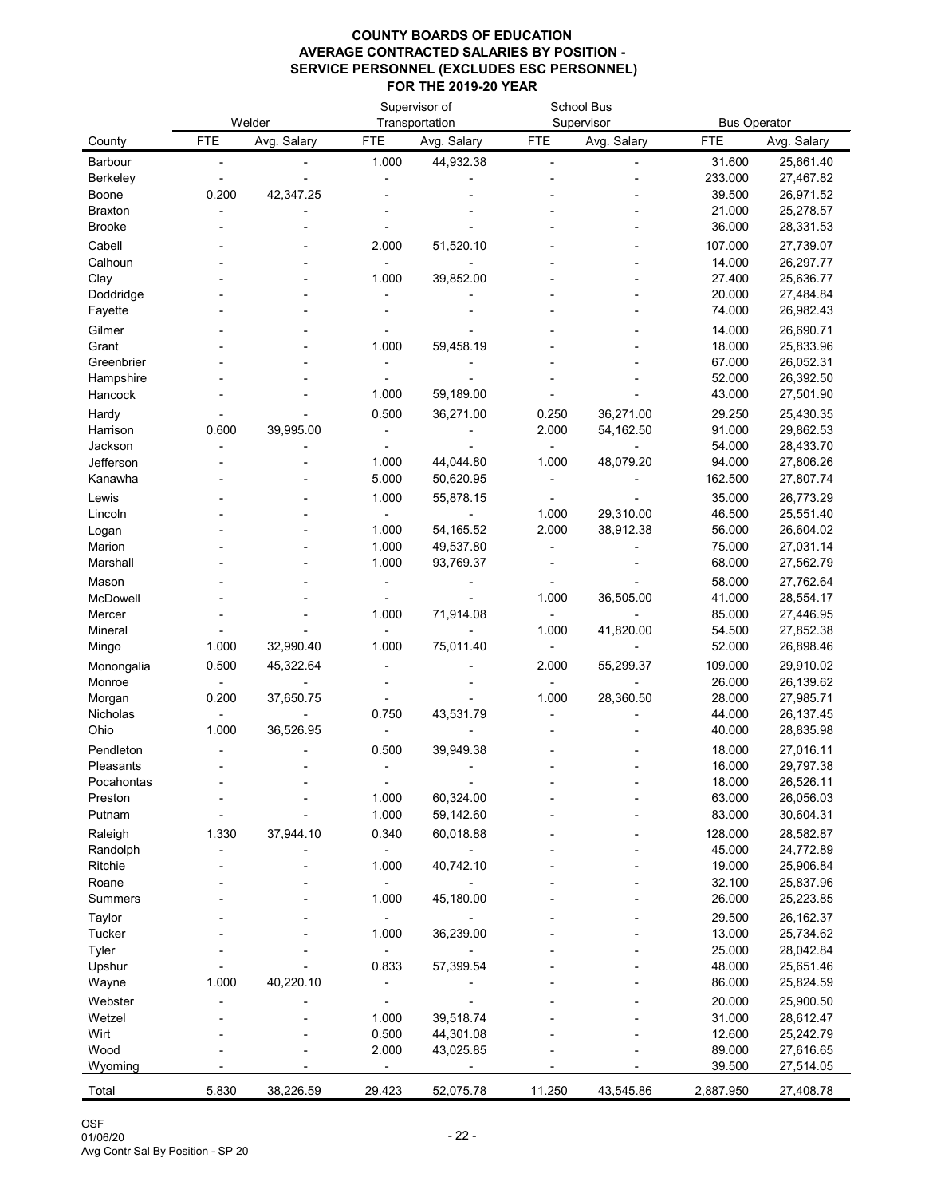# COUNTY BOARDS OF EDUCATION
## AVERAGE CONTRACTED SALARIES BY POSITION - SERVICE PERSONNEL (EXCLUDES ESC PERSONNEL)
## FOR THE 2019-20 YEAR

| | Welder | | Supervisor of Transportation | | School Bus Supervisor | | Bus Operator | |
|---|---|---|---|---|---|---|---|---|
| County | FTE | Avg. Salary | FTE | Avg. Salary | FTE | Avg. Salary | FTE | Avg. Salary |
| Barbour | - | - | 1.000 | 44,932.38 | - | - | 31.600 | 25,661.40 |
| Berkeley | - | - | - | - | - | - | 233.000 | 27,467.82 |
| Boone | 0.200 | 42,347.25 | - | - | - | - | 39.500 | 26,971.52 |
| Braxton | - | - | - | - | - | - | 21.000 | 25,278.57 |
| Brooke | - | - | - | - | - | - | 36.000 | 28,331.53 |
| Cabell | - | - | 2.000 | 51,520.10 | - | - | 107.000 | 27,739.07 |
| Calhoun | - | - | - | - | - | - | 14.000 | 26,297.77 |
| Clay | - | - | 1.000 | 39,852.00 | - | - | 27.400 | 25,636.77 |
| Doddridge | - | - | - | - | - | - | 20.000 | 27,484.84 |
| Fayette | - | - | - | - | - | - | 74.000 | 26,982.43 |
| Gilmer | - | - | - | - | - | - | 14.000 | 26,690.71 |
| Grant | - | - | 1.000 | 59,458.19 | - | - | 18.000 | 25,833.96 |
| Greenbrier | - | - | - | - | - | - | 67.000 | 26,052.31 |
| Hampshire | - | - | - | - | - | - | 52.000 | 26,392.50 |
| Hancock | - | - | 1.000 | 59,189.00 | - | - | 43.000 | 27,501.90 |
| Hardy | - | - | 0.500 | 36,271.00 | 0.250 | 36,271.00 | 29.250 | 25,430.35 |
| Harrison | 0.600 | 39,995.00 | - | - | 2.000 | 54,162.50 | 91.000 | 29,862.53 |
| Jackson | - | - | - | - | - | - | 54.000 | 28,433.70 |
| Jefferson | - | - | 1.000 | 44,044.80 | 1.000 | 48,079.20 | 94.000 | 27,806.26 |
| Kanawha | - | - | 5.000 | 50,620.95 | - | - | 162.500 | 27,807.74 |
| Lewis | - | - | 1.000 | 55,878.15 | - | - | 35.000 | 26,773.29 |
| Lincoln | - | - | - | - | 1.000 | 29,310.00 | 46.500 | 25,551.40 |
| Logan | - | - | 1.000 | 54,165.52 | 2.000 | 38,912.38 | 56.000 | 26,604.02 |
| Marion | - | - | 1.000 | 49,537.80 | - | - | 75.000 | 27,031.14 |
| Marshall | - | - | 1.000 | 93,769.37 | - | - | 68.000 | 27,562.79 |
| Mason | - | - | - | - | - | - | 58.000 | 27,762.64 |
| McDowell | - | - | - | - | 1.000 | 36,505.00 | 41.000 | 28,554.17 |
| Mercer | - | - | 1.000 | 71,914.08 | - | - | 85.000 | 27,446.95 |
| Mineral | - | - | - | - | 1.000 | 41,820.00 | 54.500 | 27,852.38 |
| Mingo | 1.000 | 32,990.40 | 1.000 | 75,011.40 | - | - | 52.000 | 26,898.46 |
| Monongalia | 0.500 | 45,322.64 | - | - | 2.000 | 55,299.37 | 109.000 | 29,910.02 |
| Monroe | - | - | - | - | - | - | 26.000 | 26,139.62 |
| Morgan | 0.200 | 37,650.75 | - | - | 1.000 | 28,360.50 | 28.000 | 27,985.71 |
| Nicholas | - | - | 0.750 | 43,531.79 | - | - | 44.000 | 26,137.45 |
| Ohio | 1.000 | 36,526.95 | - | - | - | - | 40.000 | 28,835.98 |
| Pendleton | - | - | 0.500 | 39,949.38 | - | - | 18.000 | 27,016.11 |
| Pleasants | - | - | - | - | - | - | 16.000 | 29,797.38 |
| Pocahontas | - | - | - | - | - | - | 18.000 | 26,526.11 |
| Preston | - | - | 1.000 | 60,324.00 | - | - | 63.000 | 26,056.03 |
| Putnam | - | - | 1.000 | 59,142.60 | - | - | 83.000 | 30,604.31 |
| Raleigh | 1.330 | 37,944.10 | 0.340 | 60,018.88 | - | - | 128.000 | 28,582.87 |
| Randolph | - | - | - | - | - | - | 45.000 | 24,772.89 |
| Ritchie | - | - | 1.000 | 40,742.10 | - | - | 19.000 | 25,906.84 |
| Roane | - | - | - | - | - | - | 32.100 | 25,837.96 |
| Summers | - | - | 1.000 | 45,180.00 | - | - | 26.000 | 25,223.85 |
| Taylor | - | - | - | - | - | - | 29.500 | 26,162.37 |
| Tucker | - | - | 1.000 | 36,239.00 | - | - | 13.000 | 25,734.62 |
| Tyler | - | - | - | - | - | - | 25.000 | 28,042.84 |
| Upshur | - | - | 0.833 | 57,399.54 | - | - | 48.000 | 25,651.46 |
| Wayne | 1.000 | 40,220.10 | - | - | - | - | 86.000 | 25,824.59 |
| Webster | - | - | - | - | - | - | 20.000 | 25,900.50 |
| Wetzel | - | - | 1.000 | 39,518.74 | - | - | 31.000 | 28,612.47 |
| Wirt | - | - | 0.500 | 44,301.08 | - | - | 12.600 | 25,242.79 |
| Wood | - | - | 2.000 | 43,025.85 | - | - | 89.000 | 27,616.65 |
| Wyoming | - | - | - | - | - | - | 39.500 | 27,514.05 |
| Total | 5.830 | 38,226.59 | 29.423 | 52,075.78 | 11.250 | 43,545.86 | 2,887.950 | 27,408.78 |

OSF
01/06/20
Avg Contr Sal By Position - SP 20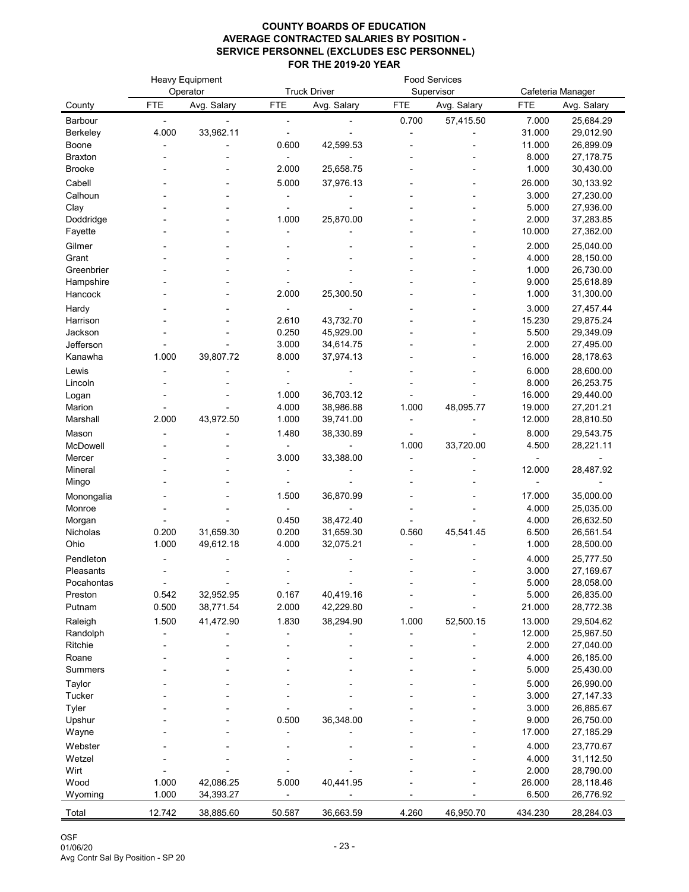**COUNTY BOARDS OF EDUCATION**
**AVERAGE CONTRACTED SALARIES BY POSITION - SERVICE PERSONNEL (EXCLUDES ESC PERSONNEL)**
**FOR THE 2019-20 YEAR**

| | Heavy Equipment Operator | | Truck Driver | | Food Services Supervisor | | Cafeteria Manager | |
|---|---|---|---|---|---|---|---|---|
| County | FTE | Avg. Salary | FTE | Avg. Salary | FTE | Avg. Salary | FTE | Avg. Salary |
| Barbour | - | - | - | - | 0.700 | 57,415.50 | 7.000 | 25,684.29 |
| Berkeley | 4.000 | 33,962.11 | - | - | - | - | 31.000 | 29,012.90 |
| Boone | - | - | 0.600 | 42,599.53 | - | - | 11.000 | 26,899.09 |
| Braxton | - | - | - | - | - | - | 8.000 | 27,178.75 |
| Brooke | - | - | 2.000 | 25,658.75 | - | - | 1.000 | 30,430.00 |
| Cabell | - | - | 5.000 | 37,976.13 | - | - | 26.000 | 30,133.92 |
| Calhoun | - | - | - | - | - | - | 3.000 | 27,230.00 |
| Clay | - | - | - | - | - | - | 5.000 | 27,936.00 |
| Doddridge | - | - | 1.000 | 25,870.00 | - | - | 2.000 | 37,283.85 |
| Fayette | - | - | - | - | - | - | 10.000 | 27,362.00 |
| Gilmer | - | - | - | - | - | - | 2.000 | 25,040.00 |
| Grant | - | - | - | - | - | - | 4.000 | 28,150.00 |
| Greenbrier | - | - | - | - | - | - | 1.000 | 26,730.00 |
| Hampshire | - | - | - | - | - | - | 9.000 | 25,618.89 |
| Hancock | - | - | 2.000 | 25,300.50 | - | - | 1.000 | 31,300.00 |
| Hardy | - | - | - | - | - | - | 3.000 | 27,457.44 |
| Harrison | - | - | 2.610 | 43,732.70 | - | - | 15.230 | 29,875.24 |
| Jackson | - | - | 0.250 | 45,929.00 | - | - | 5.500 | 29,349.09 |
| Jefferson | - | - | 3.000 | 34,614.75 | - | - | 2.000 | 27,495.00 |
| Kanawha | 1.000 | 39,807.72 | 8.000 | 37,974.13 | - | - | 16.000 | 28,178.63 |
| Lewis | - | - | - | - | - | - | 6.000 | 28,600.00 |
| Lincoln | - | - | - | - | - | - | 8.000 | 26,253.75 |
| Logan | - | - | 1.000 | 36,703.12 | - | - | 16.000 | 29,440.00 |
| Marion | - | - | 4.000 | 38,986.88 | 1.000 | 48,095.77 | 19.000 | 27,201.21 |
| Marshall | 2.000 | 43,972.50 | 1.000 | 39,741.00 | - | - | 12.000 | 28,810.50 |
| Mason | - | - | 1.480 | 38,330.89 | - | - | 8.000 | 29,543.75 |
| McDowell | - | - | - | - | 1.000 | 33,720.00 | 4.500 | 28,221.11 |
| Mercer | - | - | 3.000 | 33,388.00 | - | - | - | - |
| Mineral | - | - | - | - | - | - | 12.000 | 28,487.92 |
| Mingo | - | - | - | - | - | - | - | - |
| Monongalia | - | - | 1.500 | 36,870.99 | - | - | 17.000 | 35,000.00 |
| Monroe | - | - | - | - | - | - | 4.000 | 25,035.00 |
| Morgan | - | - | 0.450 | 38,472.40 | - | - | 4.000 | 26,632.50 |
| Nicholas | 0.200 | 31,659.30 | 0.200 | 31,659.30 | 0.560 | 45,541.45 | 6.500 | 26,561.54 |
| Ohio | 1.000 | 49,612.18 | 4.000 | 32,075.21 | - | - | 1.000 | 28,500.00 |
| Pendleton | - | - | - | - | - | - | 4.000 | 25,777.50 |
| Pleasants | - | - | - | - | - | - | 3.000 | 27,169.67 |
| Pocahontas | - | - | - | - | - | - | 5.000 | 28,058.00 |
| Preston | 0.542 | 32,952.95 | 0.167 | 40,419.16 | - | - | 5.000 | 26,835.00 |
| Putnam | 0.500 | 38,771.54 | 2.000 | 42,229.80 | - | - | 21.000 | 28,772.38 |
| Raleigh | 1.500 | 41,472.90 | 1.830 | 38,294.90 | 1.000 | 52,500.15 | 13.000 | 29,504.62 |
| Randolph | - | - | - | - | - | - | 12.000 | 25,967.50 |
| Ritchie | - | - | - | - | - | - | 2.000 | 27,040.00 |
| Roane | - | - | - | - | - | - | 4.000 | 26,185.00 |
| Summers | - | - | - | - | - | - | 5.000 | 25,430.00 |
| Taylor | - | - | - | - | - | - | 5.000 | 26,990.00 |
| Tucker | - | - | - | - | - | - | 3.000 | 27,147.33 |
| Tyler | - | - | - | - | - | - | 3.000 | 26,885.67 |
| Upshur | - | - | 0.500 | 36,348.00 | - | - | 9.000 | 26,750.00 |
| Wayne | - | - | - | - | - | - | 17.000 | 27,185.29 |
| Webster | - | - | - | - | - | - | 4.000 | 23,770.67 |
| Wetzel | - | - | - | - | - | - | 4.000 | 31,112.50 |
| Wirt | - | - | - | - | - | - | 2.000 | 28,790.00 |
| Wood | 1.000 | 42,086.25 | 5.000 | 40,441.95 | - | - | 26.000 | 28,118.46 |
| Wyoming | 1.000 | 34,393.27 | - | - | - | - | 6.500 | 26,776.92 |
| Total | 12.742 | 38,885.60 | 50.587 | 36,663.59 | 4.260 | 46,950.70 | 434.230 | 28,284.03 |

OSF
01/06/20
Avg Contr Sal By Position - SP 20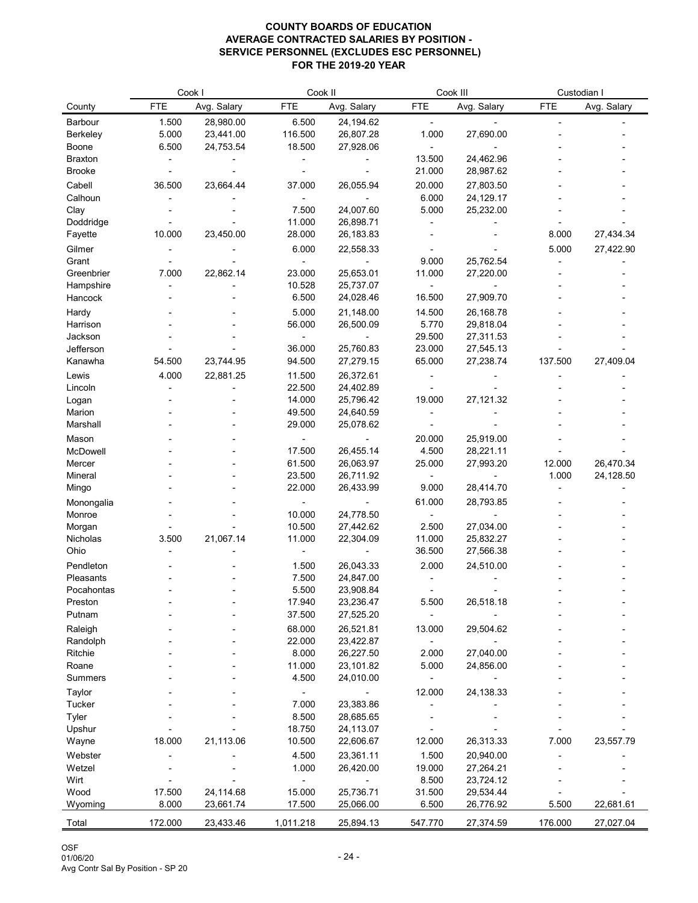# COUNTY BOARDS OF EDUCATION
## AVERAGE CONTRACTED SALARIES BY POSITION - SERVICE PERSONNEL (EXCLUDES ESC PERSONNEL)
## FOR THE 2019-20 YEAR

| | Cook I | | Cook II | | Cook III | | Custodian I | |
|---|---|---|---|---|---|---|---|---|
| County | FTE | Avg. Salary | FTE | Avg. Salary | FTE | Avg. Salary | FTE | Avg. Salary |
| Barbour | 1.500 | 28,980.00 | 6.500 | 24,194.62 | - | - | - | - |
| Berkeley | 5.000 | 23,441.00 | 116.500 | 26,807.28 | 1.000 | 27,690.00 | - | - |
| Boone | 6.500 | 24,753.54 | 18.500 | 27,928.06 | - | - | - | - |
| Braxton | - | - | - | - | 13.500 | 24,462.96 | - | - |
| Brooke | - | - | - | - | 21.000 | 28,987.62 | - | - |
| Cabell | 36.500 | 23,664.44 | 37.000 | 26,055.94 | 20.000 | 27,803.50 | - | - |
| Calhoun | - | - | - | - | 6.000 | 24,129.17 | - | - |
| Clay | - | - | 7.500 | 24,007.60 | 5.000 | 25,232.00 | - | - |
| Doddridge | - | - | 11.000 | 26,898.71 | - | - | - | - |
| Fayette | 10.000 | 23,450.00 | 28.000 | 26,183.83 | - | - | 8.000 | 27,434.34 |
| Gilmer | - | - | 6.000 | 22,558.33 | - | - | 5.000 | 27,422.90 |
| Grant | - | - | - | - | 9.000 | 25,762.54 | - | - |
| Greenbrier | 7.000 | 22,862.14 | 23.000 | 25,653.01 | 11.000 | 27,220.00 | - | - |
| Hampshire | - | - | 10.528 | 25,737.07 | - | - | - | - |
| Hancock | - | - | 6.500 | 24,028.46 | 16.500 | 27,909.70 | - | - |
| Hardy | - | - | 5.000 | 21,148.00 | 14.500 | 26,168.78 | - | - |
| Harrison | - | - | 56.000 | 26,500.09 | 5.770 | 29,818.04 | - | - |
| Jackson | - | - | - | - | 29.500 | 27,311.53 | - | - |
| Jefferson | - | - | 36.000 | 25,760.83 | 23.000 | 27,545.13 | - | - |
| Kanawha | 54.500 | 23,744.95 | 94.500 | 27,279.15 | 65.000 | 27,238.74 | 137.500 | 27,409.04 |
| Lewis | 4.000 | 22,881.25 | 11.500 | 26,372.61 | - | - | - | - |
| Lincoln | - | - | 22.500 | 24,402.89 | - | - | - | - |
| Logan | - | - | 14.000 | 25,796.42 | 19.000 | 27,121.32 | - | - |
| Marion | - | - | 49.500 | 24,640.59 | - | - | - | - |
| Marshall | - | - | 29.000 | 25,078.62 | - | - | - | - |
| Mason | - | - | - | - | 20.000 | 25,919.00 | - | - |
| McDowell | - | - | 17.500 | 26,455.14 | 4.500 | 28,221.11 | - | - |
| Mercer | - | - | 61.500 | 26,063.97 | 25.000 | 27,993.20 | 12.000 | 26,470.34 |
| Mineral | - | - | 23.500 | 26,711.92 | - | - | 1.000 | 24,128.50 |
| Mingo | - | - | 22.000 | 26,433.99 | 9.000 | 28,414.70 | - | - |
| Monongalia | - | - | - | - | 61.000 | 28,793.85 | - | - |
| Monroe | - | - | 10.000 | 24,778.50 | - | - | - | - |
| Morgan | - | - | 10.500 | 27,442.62 | 2.500 | 27,034.00 | - | - |
| Nicholas | 3.500 | 21,067.14 | 11.000 | 22,304.09 | 11.000 | 25,832.27 | - | - |
| Ohio | - | - | - | - | 36.500 | 27,566.38 | - | - |
| Pendleton | - | - | 1.500 | 26,043.33 | 2.000 | 24,510.00 | - | - |
| Pleasants | - | - | 7.500 | 24,847.00 | - | - | - | - |
| Pocahontas | - | - | 5.500 | 23,908.84 | - | - | - | - |
| Preston | - | - | 17.940 | 23,236.47 | 5.500 | 26,518.18 | - | - |
| Putnam | - | - | 37.500 | 27,525.20 | - | - | - | - |
| Raleigh | - | - | 68.000 | 26,521.81 | 13.000 | 29,504.62 | - | - |
| Randolph | - | - | 22.000 | 23,422.87 | - | - | - | - |
| Ritchie | - | - | 8.000 | 26,227.50 | 2.000 | 27,040.00 | - | - |
| Roane | - | - | 11.000 | 23,101.82 | 5.000 | 24,856.00 | - | - |
| Summers | - | - | 4.500 | 24,010.00 | - | - | - | - |
| Taylor | - | - | - | - | 12.000 | 24,138.33 | - | - |
| Tucker | - | - | 7.000 | 23,383.86 | - | - | - | - |
| Tyler | - | - | 8.500 | 28,685.65 | - | - | - | - |
| Upshur | - | - | 18.750 | 24,113.07 | - | - | - | - |
| Wayne | 18.000 | 21,113.06 | 10.500 | 22,606.67 | 12.000 | 26,313.33 | 7.000 | 23,557.79 |
| Webster | - | - | 4.500 | 23,361.11 | 1.500 | 20,940.00 | - | - |
| Wetzel | - | - | 1.000 | 26,420.00 | 19.000 | 27,264.21 | - | - |
| Wirt | - | - | - | - | 8.500 | 23,724.12 | - | - |
| Wood | 17.500 | 24,114.68 | 15.000 | 25,736.71 | 31.500 | 29,534.44 | - | - |
| Wyoming | 8.000 | 23,661.74 | 17.500 | 25,066.00 | 6.500 | 26,776.92 | 5.500 | 22,681.61 |
| Total | 172.000 | 23,433.46 | 1,011.218 | 25,894.13 | 547.770 | 27,374.59 | 176.000 | 27,027.04 |

OSF
01/06/20
Avg Contr Sal By Position - SP 20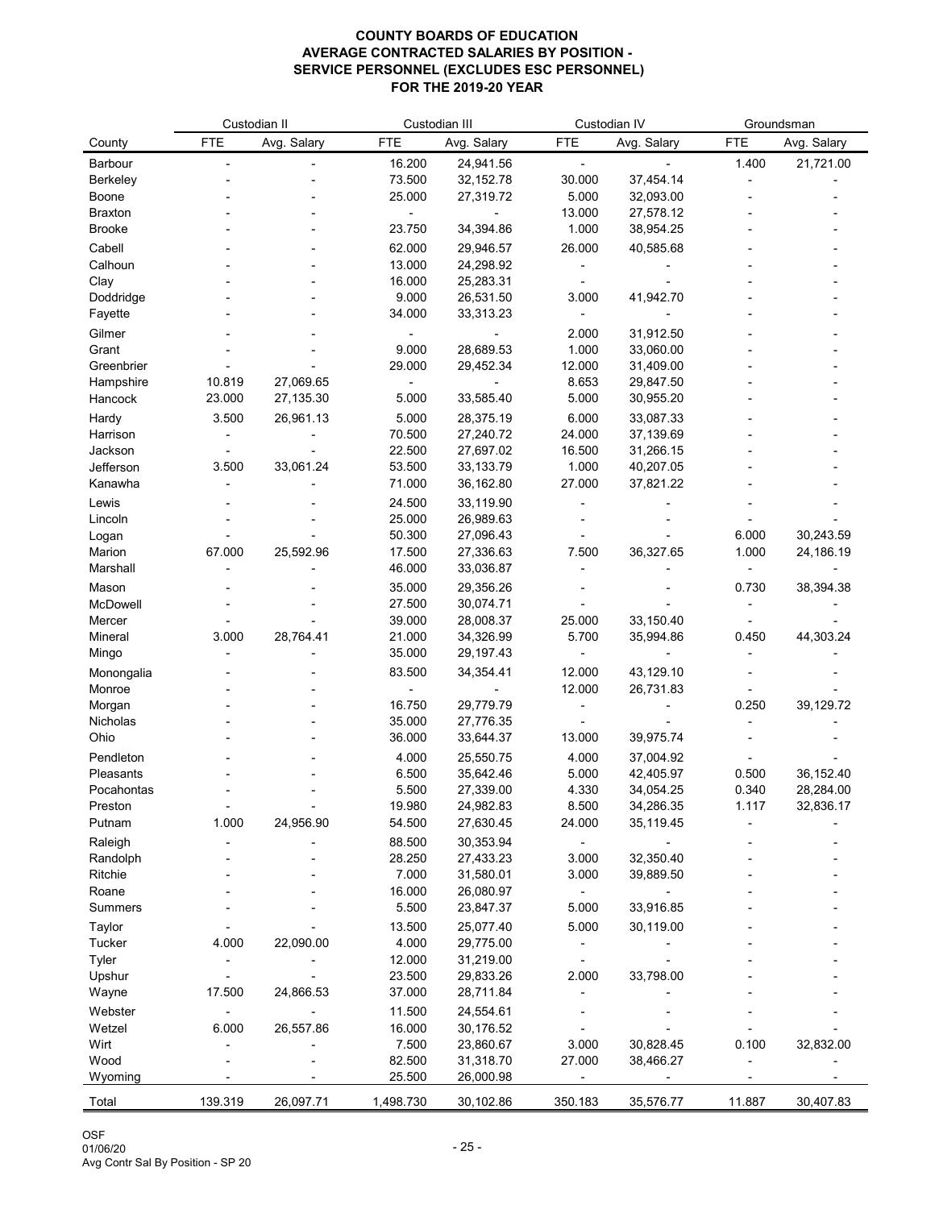**COUNTY BOARDS OF EDUCATION**
**AVERAGE CONTRACTED SALARIES BY POSITION -**
**SERVICE PERSONNEL (EXCLUDES ESC PERSONNEL)**
**FOR THE 2019-20 YEAR**

| | Custodian II | | Custodian III | | Custodian IV | | Groundsman | |
|---|---|---|---|---|---|---|---|---|
| County | FTE | Avg. Salary | FTE | Avg. Salary | FTE | Avg. Salary | FTE | Avg. Salary |
| Barbour | - | - | 16.200 | 24,941.56 | - | - | 1.400 | 21,721.00 |
| Berkeley | - | - | 73.500 | 32,152.78 | 30.000 | 37,454.14 | - | - |
| Boone | - | - | 25.000 | 27,319.72 | 5.000 | 32,093.00 | - | - |
| Braxton | - | - | - | - | 13.000 | 27,578.12 | - | - |
| Brooke | - | - | 23.750 | 34,394.86 | 1.000 | 38,954.25 | - | - |
| Cabell | - | - | 62.000 | 29,946.57 | 26.000 | 40,585.68 | - | - |
| Calhoun | - | - | 13.000 | 24,298.92 | - | - | - | - |
| Clay | - | - | 16.000 | 25,283.31 | - | - | - | - |
| Doddridge | - | - | 9.000 | 26,531.50 | 3.000 | 41,942.70 | - | - |
| Fayette | - | - | 34.000 | 33,313.23 | - | - | - | - |
| Gilmer | - | - | - | - | 2.000 | 31,912.50 | - | - |
| Grant | - | - | 9.000 | 28,689.53 | 1.000 | 33,060.00 | - | - |
| Greenbrier | - | - | 29.000 | 29,452.34 | 12.000 | 31,409.00 | - | - |
| Hampshire | 10.819 | 27,069.65 | - | - | 8.653 | 29,847.50 | - | - |
| Hancock | 23.000 | 27,135.30 | 5.000 | 33,585.40 | 5.000 | 30,955.20 | - | - |
| Hardy | 3.500 | 26,961.13 | 5.000 | 28,375.19 | 6.000 | 33,087.33 | - | - |
| Harrison | - | - | 70.500 | 27,240.72 | 24.000 | 37,139.69 | - | - |
| Jackson | - | - | 22.500 | 27,697.02 | 16.500 | 31,266.15 | - | - |
| Jefferson | 3.500 | 33,061.24 | 53.500 | 33,133.79 | 1.000 | 40,207.05 | - | - |
| Kanawha | - | - | 71.000 | 36,162.80 | 27.000 | 37,821.22 | - | - |
| Lewis | - | - | 24.500 | 33,119.90 | - | - | - | - |
| Lincoln | - | - | 25.000 | 26,989.63 | - | - | - | - |
| Logan | - | - | 50.300 | 27,096.43 | - | - | 6.000 | 30,243.59 |
| Marion | 67.000 | 25,592.96 | 17.500 | 27,336.63 | 7.500 | 36,327.65 | 1.000 | 24,186.19 |
| Marshall | - | - | 46.000 | 33,036.87 | - | - | - | - |
| Mason | - | - | 35.000 | 29,356.26 | - | - | 0.730 | 38,394.38 |
| McDowell | - | - | 27.500 | 30,074.71 | - | - | - | - |
| Mercer | - | - | 39.000 | 28,008.37 | 25.000 | 33,150.40 | - | - |
| Mineral | 3.000 | 28,764.41 | 21.000 | 34,326.99 | 5.700 | 35,994.86 | 0.450 | 44,303.24 |
| Mingo | - | - | 35.000 | 29,197.43 | - | - | - | - |
| Monongalia | - | - | 83.500 | 34,354.41 | 12.000 | 43,129.10 | - | - |
| Monroe | - | - | - | - | 12.000 | 26,731.83 | - | - |
| Morgan | - | - | 16.750 | 29,779.79 | - | - | 0.250 | 39,129.72 |
| Nicholas | - | - | 35.000 | 27,776.35 | - | - | - | - |
| Ohio | - | - | 36.000 | 33,644.37 | 13.000 | 39,975.74 | - | - |
| Pendleton | - | - | 4.000 | 25,550.75 | 4.000 | 37,004.92 | - | - |
| Pleasants | - | - | 6.500 | 35,642.46 | 5.000 | 42,405.97 | 0.500 | 36,152.40 |
| Pocahontas | - | - | 5.500 | 27,339.00 | 4.330 | 34,054.25 | 0.340 | 28,284.00 |
| Preston | - | - | 19.980 | 24,982.83 | 8.500 | 34,286.35 | 1.117 | 32,836.17 |
| Putnam | 1.000 | 24,956.90 | 54.500 | 27,630.45 | 24.000 | 35,119.45 | - | - |
| Raleigh | - | - | 88.500 | 30,353.94 | - | - | - | - |
| Randolph | - | - | 28.250 | 27,433.23 | 3.000 | 32,350.40 | - | - |
| Ritchie | - | - | 7.000 | 31,580.01 | 3.000 | 39,889.50 | - | - |
| Roane | - | - | 16.000 | 26,080.97 | - | - | - | - |
| Summers | - | - | 5.500 | 23,847.37 | 5.000 | 33,916.85 | - | - |
| Taylor | - | - | 13.500 | 25,077.40 | 5.000 | 30,119.00 | - | - |
| Tucker | 4.000 | 22,090.00 | 4.000 | 29,775.00 | - | - | - | - |
| Tyler | - | - | 12.000 | 31,219.00 | - | - | - | - |
| Upshur | - | - | 23.500 | 29,833.26 | 2.000 | 33,798.00 | - | - |
| Wayne | 17.500 | 24,866.53 | 37.000 | 28,711.84 | - | - | - | - |
| Webster | - | - | 11.500 | 24,554.61 | - | - | - | - |
| Wetzel | 6.000 | 26,557.86 | 16.000 | 30,176.52 | - | - | - | - |
| Wirt | - | - | 7.500 | 23,860.67 | 3.000 | 30,828.45 | 0.100 | 32,832.00 |
| Wood | - | - | 82.500 | 31,318.70 | 27.000 | 38,466.27 | - | - |
| Wyoming | - | - | 25.500 | 26,000.98 | - | - | - | - |
| Total | 139.319 | 26,097.71 | 1,498.730 | 30,102.86 | 350.183 | 35,576.77 | 11.887 | 30,407.83 |

OSF
01/06/20
Avg Contr Sal By Position - SP 20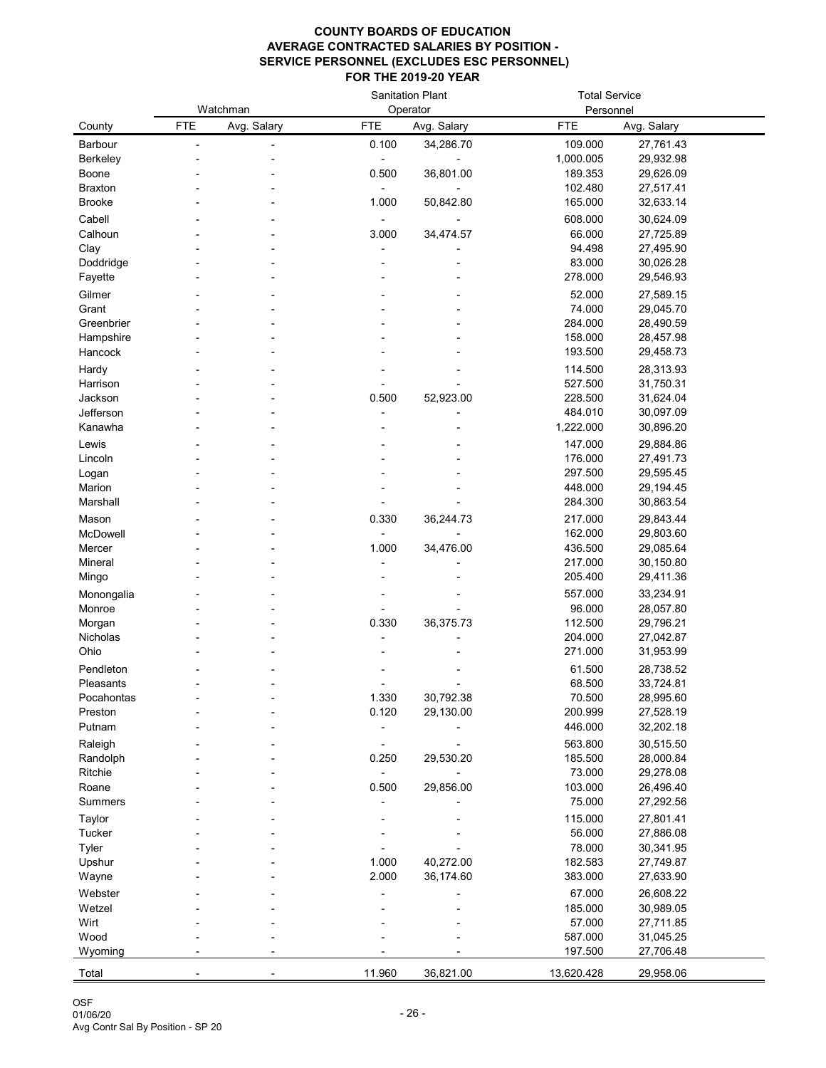# COUNTY BOARDS OF EDUCATION
## AVERAGE CONTRACTED SALARIES BY POSITION - SERVICE PERSONNEL (EXCLUDES ESC PERSONNEL)
## FOR THE 2019-20 YEAR

| | Watchman | | Sanitation Plant Operator | | Total Service Personnel | |
|---|---|---|---|---|---|---|
| County | FTE | Avg. Salary | FTE | Avg. Salary | FTE | Avg. Salary |
| Barbour | - | - | 0.100 | 34,286.70 | 109.000 | 27,761.43 |
| Berkeley | - | - | - | - | 1,000.005 | 29,932.98 |
| Boone | - | - | 0.500 | 36,801.00 | 189.353 | 29,626.09 |
| Braxton | - | - | - | - | 102.480 | 27,517.41 |
| Brooke | - | - | 1.000 | 50,842.80 | 165.000 | 32,633.14 |
| Cabell | - | - | - | - | 608.000 | 30,624.09 |
| Calhoun | - | - | 3.000 | 34,474.57 | 66.000 | 27,725.89 |
| Clay | - | - | - | - | 94.498 | 27,495.90 |
| Doddridge | - | - | - | - | 83.000 | 30,026.28 |
| Fayette | - | - | - | - | 278.000 | 29,546.93 |
| Gilmer | - | - | - | - | 52.000 | 27,589.15 |
| Grant | - | - | - | - | 74.000 | 29,045.70 |
| Greenbrier | - | - | - | - | 284.000 | 28,490.59 |
| Hampshire | - | - | - | - | 158.000 | 28,457.98 |
| Hancock | - | - | - | - | 193.500 | 29,458.73 |
| Hardy | - | - | - | - | 114.500 | 28,313.93 |
| Harrison | - | - | - | - | 527.500 | 31,750.31 |
| Jackson | - | - | 0.500 | 52,923.00 | 228.500 | 31,624.04 |
| Jefferson | - | - | - | - | 484.010 | 30,097.09 |
| Kanawha | - | - | - | - | 1,222.000 | 30,896.20 |
| Lewis | - | - | - | - | 147.000 | 29,884.86 |
| Lincoln | - | - | - | - | 176.000 | 27,491.73 |
| Logan | - | - | - | - | 297.500 | 29,595.45 |
| Marion | - | - | - | - | 448.000 | 29,194.45 |
| Marshall | - | - | - | - | 284.300 | 30,863.54 |
| Mason | - | - | 0.330 | 36,244.73 | 217.000 | 29,843.44 |
| McDowell | - | - | - | - | 162.000 | 29,803.60 |
| Mercer | - | - | 1.000 | 34,476.00 | 436.500 | 29,085.64 |
| Mineral | - | - | - | - | 217.000 | 30,150.80 |
| Mingo | - | - | - | - | 205.400 | 29,411.36 |
| Monongalia | - | - | - | - | 557.000 | 33,234.91 |
| Monroe | - | - | - | - | 96.000 | 28,057.80 |
| Morgan | - | - | 0.330 | 36,375.73 | 112.500 | 29,796.21 |
| Nicholas | - | - | - | - | 204.000 | 27,042.87 |
| Ohio | - | - | - | - | 271.000 | 31,953.99 |
| Pendleton | - | - | - | - | 61.500 | 28,738.52 |
| Pleasants | - | - | - | - | 68.500 | 33,724.81 |
| Pocahontas | - | - | 1.330 | 30,792.38 | 70.500 | 28,995.60 |
| Preston | - | - | 0.120 | 29,130.00 | 200.999 | 27,528.19 |
| Putnam | - | - | - | - | 446.000 | 32,202.18 |
| Raleigh | - | - | - | - | 563.800 | 30,515.50 |
| Randolph | - | - | 0.250 | 29,530.20 | 185.500 | 28,000.84 |
| Ritchie | - | - | - | - | 73.000 | 29,278.08 |
| Roane | - | - | 0.500 | 29,856.00 | 103.000 | 26,496.40 |
| Summers | - | - | - | - | 75.000 | 27,292.56 |
| Taylor | - | - | - | - | 115.000 | 27,801.41 |
| Tucker | - | - | - | - | 56.000 | 27,886.08 |
| Tyler | - | - | - | - | 78.000 | 30,341.95 |
| Upshur | - | - | 1.000 | 40,272.00 | 182.583 | 27,749.87 |
| Wayne | - | - | 2.000 | 36,174.60 | 383.000 | 27,633.90 |
| Webster | - | - | - | - | 67.000 | 26,608.22 |
| Wetzel | - | - | - | - | 185.000 | 30,989.05 |
| Wirt | - | - | - | - | 57.000 | 27,711.85 |
| Wood | - | - | - | - | 587.000 | 31,045.25 |
| Wyoming | - | - | - | - | 197.500 | 27,706.48 |
| Total | - | - | 11.960 | 36,821.00 | 13,620.428 | 29,958.06 |

OSF
01/06/20
Avg Contr Sal By Position - SP 20